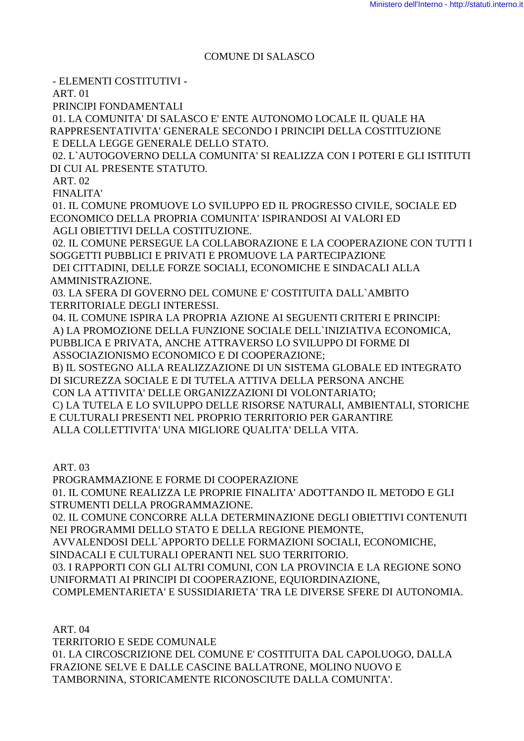# COMUNE DI SALASCO

## - ELEMENTI COSTITUTIVI -

### ART. 01

### PRINCIPI FONDAMENTALI

01. LA COMUNITA' DI SALASCO E' ENTE AUTONOMO LOCALE IL QUALE HA RAPPRESENTATIVITA' GENERALE SECONDO I PRINCIPI DELLA COSTITUZIONE E DELLA LEGGE GENERALE DELLO STATO.

02. L`AUTOGOVERNO DELLA COMUNITA' SI REALIZZA CON I POTERI E GLI ISTITUTI DI CUI AL PRESENTE STATUTO.

### ART. 02

### FINALITA'

01. IL COMUNE PROMUOVE LO SVILUPPO ED IL PROGRESSO CIVILE, SOCIALE ED ECONOMICO DELLA PROPRIA COMUNITA' ISPIRANDOSI AI VALORI ED AGLI OBIETTIVI DELLA COSTITUZIONE.

02. IL COMUNE PERSEGUE LA COLLABORAZIONE E LA COOPERAZIONE CON TUTTI I SOGGETTI PUBBLICI E PRIVATI E PROMUOVE LA PARTECIPAZIONE DEI CITTADINI, DELLE FORZE SOCIALI, ECONOMICHE E SINDACALI ALLA AMMINISTRAZIONE.

03. LA SFERA DI GOVERNO DEL COMUNE E' COSTITUITA DALL`AMBITO TERRITORIALE DEGLI INTERESSI.

04. IL COMUNE ISPIRA LA PROPRIA AZIONE AI SEGUENTI CRITERI E PRINCIPI:

A) LA PROMOZIONE DELLA FUNZIONE SOCIALE DELL`INIZIATIVA ECONOMICA, PUBBLICA E PRIVATA, ANCHE ATTRAVERSO LO SVILUPPO DI FORME DI ASSOCIAZIONISMO ECONOMICO E DI COOPERAZIONE;

B) IL SOSTEGNO ALLA REALIZZAZIONE DI UN SISTEMA GLOBALE ED INTEGRATO DI SICUREZZA SOCIALE E DI TUTELA ATTIVA DELLA PERSONA ANCHE CON LA ATTIVITA' DELLE ORGANIZZAZIONI DI VOLONTARIATO;

C) LA TUTELA E LO SVILUPPO DELLE RISORSE NATURALI, AMBIENTALI, STORICHE E CULTURALI PRESENTI NEL PROPRIO TERRITORIO PER GARANTIRE ALLA COLLETTIVITA' UNA MIGLIORE QUALITA' DELLA VITA.

### ART. 03

### PROGRAMMAZIONE E FORME DI COOPERAZIONE

01. IL COMUNE REALIZZA LE PROPRIE FINALITA' ADOTTANDO IL METODO E GLI STRUMENTI DELLA PROGRAMMAZIONE.

02. IL COMUNE CONCORRE ALLA DETERMINAZIONE DEGLI OBIETTIVI CONTENUTI NEI PROGRAMMI DELLO STATO E DELLA REGIONE PIEMONTE, AVVALENDOSI DELL`APPORTO DELLE FORMAZIONI SOCIALI, ECONOMICHE, SINDACALI E CULTURALI OPERANTI NEL SUO TERRITORIO.

03. I RAPPORTI CON GLI ALTRI COMUNI, CON LA PROVINCIA E LA REGIONE SONO UNIFORMATI AI PRINCIPI DI COOPERAZIONE, EQUIORDINAZIONE, COMPLEMENTARIETA' E SUSSIDIARIETA' TRA LE DIVERSE SFERE DI AUTONOMIA.

### ART. 04

### TERRITORIO E SEDE COMUNALE

01. LA CIRCOSCRIZIONE DEL COMUNE E' COSTITUITA DAL CAPOLUOGO, DALLA FRAZIONE SELVE E DALLE CASCINE BALLATRONE, MOLINO NUOVO E TAMBORNINA, STORICAMENTE RICONOSCIUTE DALLA COMUNITA'.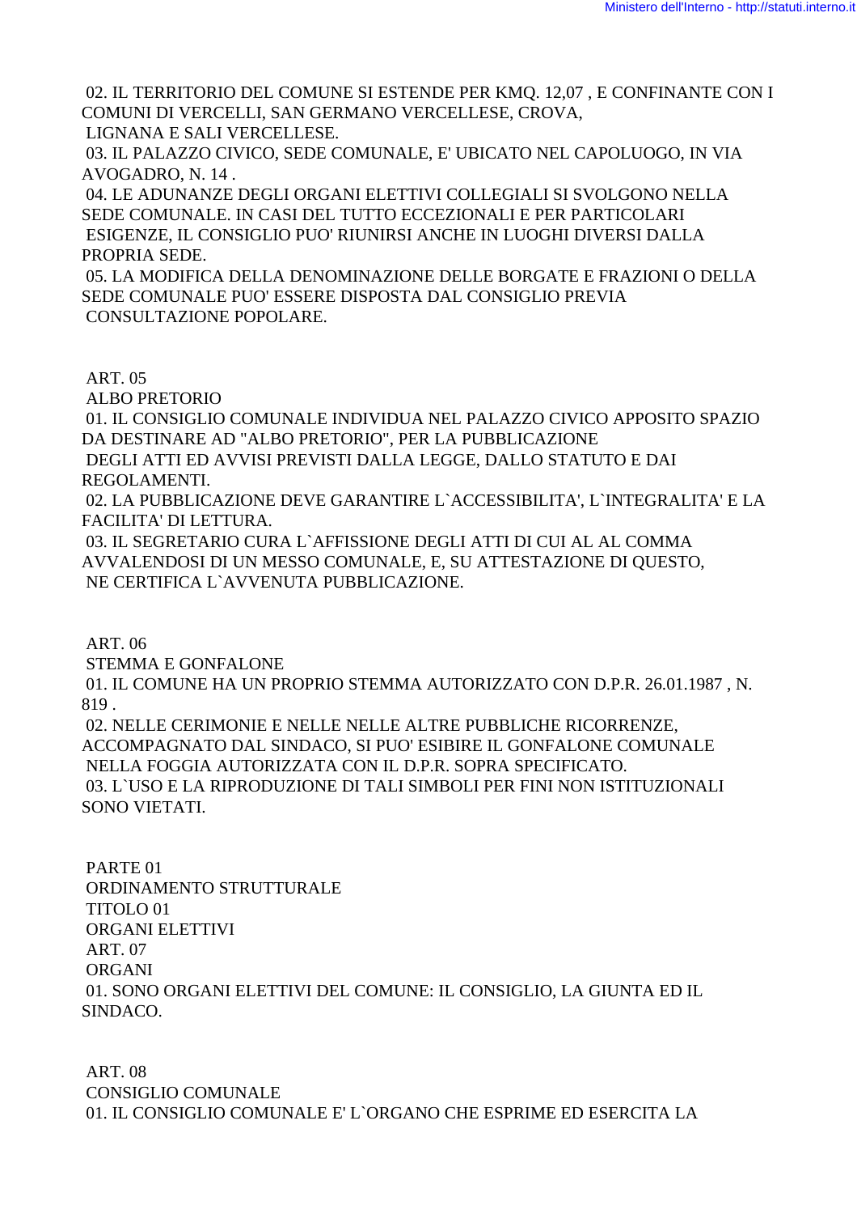02. IL TERRITORIO DEL COMUNE SI ESTENDE PER KMQ. 12,07 , E CONFINANTE CON I COMUNI DI VERCELLI, SAN GERMANO VERCELLESE, CROVA, LIGNANA E SALI VERCELLESE.

03. IL PALAZZO CIVICO, SEDE COMUNALE, E' UBICATO NEL CAPOLUOGO, IN VIA AVOGADRO, N. 14 .

04. LE ADUNANZE DEGLI ORGANI ELETTIVI COLLEGIALI SI SVOLGONO NELLA SEDE COMUNALE. IN CASI DEL TUTTO ECCEZIONALI E PER PARTICOLARI ESIGENZE, IL CONSIGLIO PUO' RIUNIRSI ANCHE IN LUOGHI DIVERSI DALLA PROPRIA SEDE.

05. LA MODIFICA DELLA DENOMINAZIONE DELLE BORGATE E FRAZIONI O DELLA SEDE COMUNALE PUO' ESSERE DISPOSTA DAL CONSIGLIO PREVIA CONSULTAZIONE POPOLARE.

ART. 05

ALBO PRETORIO

01. IL CONSIGLIO COMUNALE INDIVIDUA NEL PALAZZO CIVICO APPOSITO SPAZIO DA DESTINARE AD "ALBO PRETORIO", PER LA PUBBLICAZIONE DEGLI ATTI ED AVVISI PREVISTI DALLA LEGGE, DALLO STATUTO E DAI REGOLAMENTI.

02. LA PUBBLICAZIONE DEVE GARANTIRE L`ACCESSIBILITA', L`INTEGRALITA' E LA FACILITA' DI LETTURA.

03. IL SEGRETARIO CURA L`AFFISSIONE DEGLI ATTI DI CUI AL AL COMMA AVVALENDOSI DI UN MESSO COMUNALE, E, SU ATTESTAZIONE DI QUESTO, NE CERTIFICA L`AVVENUTA PUBBLICAZIONE.

ART. 06

STEMMA E GONFALONE

01. IL COMUNE HA UN PROPRIO STEMMA AUTORIZZATO CON D.P.R. 26.01.1987 , N. 819 .

02. NELLE CERIMONIE E NELLE NELLE ALTRE PUBBLICHE RICORRENZE, ACCOMPAGNATO DAL SINDACO, SI PUO' ESIBIRE IL GONFALONE COMUNALE NELLA FOGGIA AUTORIZZATA CON IL D.P.R. SOPRA SPECIFICATO.

03. L`USO E LA RIPRODUZIONE DI TALI SIMBOLI PER FINI NON ISTITUZIONALI SONO VIETATI.

PARTE 01

ORDINAMENTO STRUTTURALE

TITOLO 01

ORGANI ELETTIVI

ART. 07

ORGANI

01. SONO ORGANI ELETTIVI DEL COMUNE: IL CONSIGLIO, LA GIUNTA ED IL SINDACO.

ART. 08

CONSIGLIO COMUNALE

01. IL CONSIGLIO COMUNALE E' L`ORGANO CHE ESPRIME ED ESERCITA LA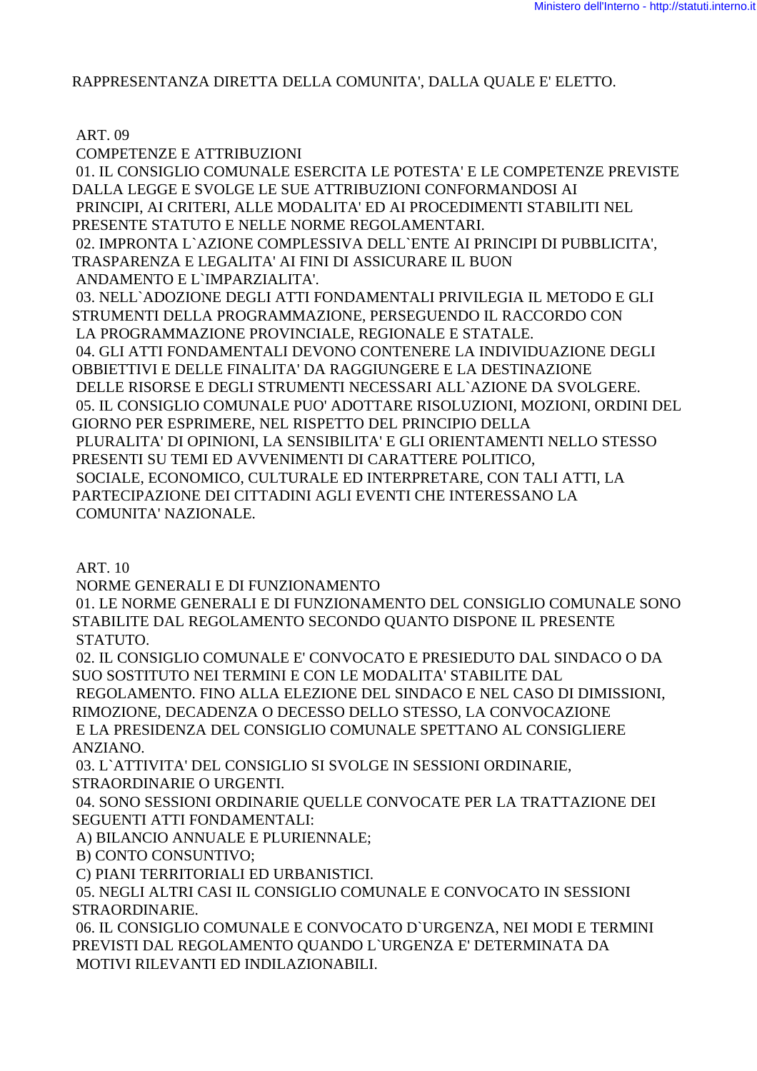RAPPRESENTANZA DIRETTA DELLA COMUNITA', DALLA QUALE E' ELETTO.

ART. 09

COMPETENZE E ATTRIBUZIONI

01. IL CONSIGLIO COMUNALE ESERCITA LE POTESTA' E LE COMPETENZE PREVISTE DALLA LEGGE E SVOLGE LE SUE ATTRIBUZIONI CONFORMANDOSI AI PRINCIPI, AI CRITERI, ALLE MODALITA' ED AI PROCEDIMENTI STABILITI NEL PRESENTE STATUTO E NELLE NORME REGOLAMENTARI.

02. IMPRONTA L`AZIONE COMPLESSIVA DELL`ENTE AI PRINCIPI DI PUBBLICITA', TRASPARENZA E LEGALITA' AI FINI DI ASSICURARE IL BUON ANDAMENTO E L`IMPARZIALITA'.

03. NELL`ADOZIONE DEGLI ATTI FONDAMENTALI PRIVILEGIA IL METODO E GLI STRUMENTI DELLA PROGRAMMAZIONE, PERSEGUENDO IL RACCORDO CON LA PROGRAMMAZIONE PROVINCIALE, REGIONALE E STATALE.

04. GLI ATTI FONDAMENTALI DEVONO CONTENERE LA INDIVIDUAZIONE DEGLI OBBIETTIVI E DELLE FINALITA' DA RAGGIUNGERE E LA DESTINAZIONE DELLE RISORSE E DEGLI STRUMENTI NECESSARI ALL`AZIONE DA SVOLGERE.

05. IL CONSIGLIO COMUNALE PUO' ADOTTARE RISOLUZIONI, MOZIONI, ORDINI DEL GIORNO PER ESPRIMERE, NEL RISPETTO DEL PRINCIPIO DELLA PLURALITA' DI OPINIONI, LA SENSIBILITA' E GLI ORIENTAMENTI NELLO STESSO PRESENTI SU TEMI ED AVVENIMENTI DI CARATTERE POLITICO, SOCIALE, ECONOMICO, CULTURALE ED INTERPRETARE, CON TALI ATTI, LA PARTECIPAZIONE DEI CITTADINI AGLI EVENTI CHE INTERESSANO LA COMUNITA' NAZIONALE.

ART. 10

NORME GENERALI E DI FUNZIONAMENTO

01. LE NORME GENERALI E DI FUNZIONAMENTO DEL CONSIGLIO COMUNALE SONO STABILITE DAL REGOLAMENTO SECONDO QUANTO DISPONE IL PRESENTE STATUTO.

02. IL CONSIGLIO COMUNALE E' CONVOCATO E PRESIEDUTO DAL SINDACO O DA SUO SOSTITUTO NEI TERMINI E CON LE MODALITA' STABILITE DAL REGOLAMENTO. FINO ALLA ELEZIONE DEL SINDACO E NEL CASO DI DIMISSIONI, RIMOZIONE, DECADENZA O DECESSO DELLO STESSO, LA CONVOCAZIONE E LA PRESIDENZA DEL CONSIGLIO COMUNALE SPETTANO AL CONSIGLIERE ANZIANO.

03. L`ATTIVITA' DEL CONSIGLIO SI SVOLGE IN SESSIONI ORDINARIE, STRAORDINARIE O URGENTI.

04. SONO SESSIONI ORDINARIE QUELLE CONVOCATE PER LA TRATTAZIONE DEI SEGUENTI ATTI FONDAMENTALI:

A) BILANCIO ANNUALE E PLURIENNALE;

B) CONTO CONSUNTIVO;

C) PIANI TERRITORIALI ED URBANISTICI.

05. NEGLI ALTRI CASI IL CONSIGLIO COMUNALE E CONVOCATO IN SESSIONI STRAORDINARIE.

06. IL CONSIGLIO COMUNALE E CONVOCATO D`URGENZA, NEI MODI E TERMINI PREVISTI DAL REGOLAMENTO QUANDO L`URGENZA E' DETERMINATA DA MOTIVI RILEVANTI ED INDILAZIONABILI.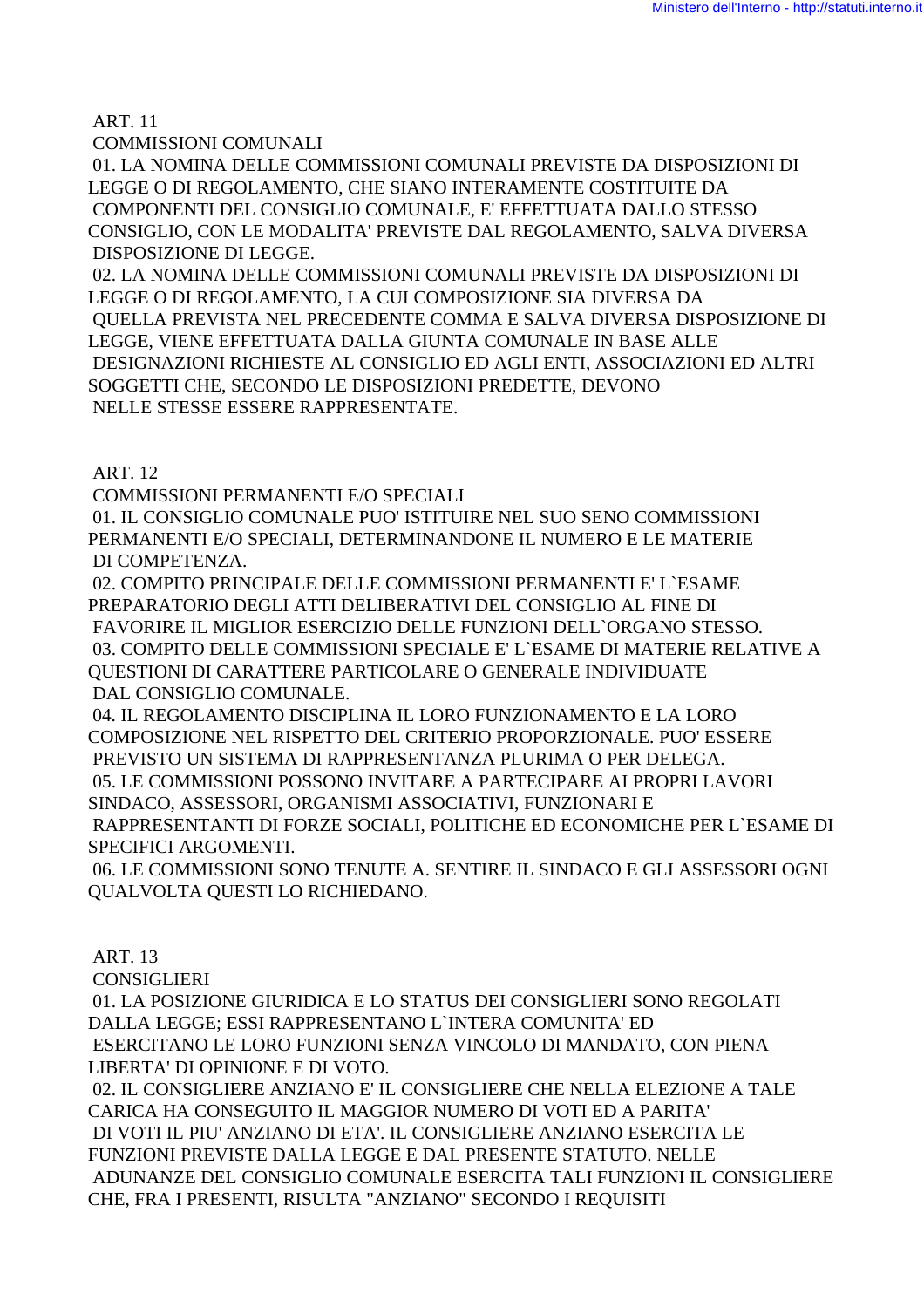ART. 11

COMMISSIONI COMUNALI

01. LA NOMINA DELLE COMMISSIONI COMUNALI PREVISTE DA DISPOSIZIONI DI LEGGE O DI REGOLAMENTO, CHE SIANO INTERAMENTE COSTITUITE DA COMPONENTI DEL CONSIGLIO COMUNALE, E' EFFETTUATA DALLO STESSO CONSIGLIO, CON LE MODALITA' PREVISTE DAL REGOLAMENTO, SALVA DIVERSA DISPOSIZIONE DI LEGGE.

02. LA NOMINA DELLE COMMISSIONI COMUNALI PREVISTE DA DISPOSIZIONI DI LEGGE O DI REGOLAMENTO, LA CUI COMPOSIZIONE SIA DIVERSA DA QUELLA PREVISTA NEL PRECEDENTE COMMA E SALVA DIVERSA DISPOSIZIONE DI LEGGE, VIENE EFFETTUATA DALLA GIUNTA COMUNALE IN BASE ALLE DESIGNAZIONI RICHIESTE AL CONSIGLIO ED AGLI ENTI, ASSOCIAZIONI ED ALTRI SOGGETTI CHE, SECONDO LE DISPOSIZIONI PREDETTE, DEVONO NELLE STESSE ESSERE RAPPRESENTATE.

ART. 12

COMMISSIONI PERMANENTI E/O SPECIALI

01. IL CONSIGLIO COMUNALE PUO' ISTITUIRE NEL SUO SENO COMMISSIONI PERMANENTI E/O SPECIALI, DETERMINANDONE IL NUMERO E LE MATERIE DI COMPETENZA.

02. COMPITO PRINCIPALE DELLE COMMISSIONI PERMANENTI E' L`ESAME PREPARATORIO DEGLI ATTI DELIBERATIVI DEL CONSIGLIO AL FINE DI FAVORIRE IL MIGLIOR ESERCIZIO DELLE FUNZIONI DELL`ORGANO STESSO.

03. COMPITO DELLE COMMISSIONI SPECIALE E' L`ESAME DI MATERIE RELATIVE A QUESTIONI DI CARATTERE PARTICOLARE O GENERALE INDIVIDUATE DAL CONSIGLIO COMUNALE.

04. IL REGOLAMENTO DISCIPLINA IL LORO FUNZIONAMENTO E LA LORO COMPOSIZIONE NEL RISPETTO DEL CRITERIO PROPORZIONALE. PUO' ESSERE PREVISTO UN SISTEMA DI RAPPRESENTANZA PLURIMA O PER DELEGA.

05. LE COMMISSIONI POSSONO INVITARE A PARTECIPARE AI PROPRI LAVORI SINDACO, ASSESSORI, ORGANISMI ASSOCIATIVI, FUNZIONARI E RAPPRESENTANTI DI FORZE SOCIALI, POLITICHE ED ECONOMICHE PER L`ESAME DI SPECIFICI ARGOMENTI.

06. LE COMMISSIONI SONO TENUTE A. SENTIRE IL SINDACO E GLI ASSESSORI OGNI QUALVOLTA QUESTI LO RICHIEDANO.

ART. 13

CONSIGLIERI

01. LA POSIZIONE GIURIDICA E LO STATUS DEI CONSIGLIERI SONO REGOLATI DALLA LEGGE; ESSI RAPPRESENTANO L`INTERA COMUNITA' ED ESERCITANO LE LORO FUNZIONI SENZA VINCOLO DI MANDATO, CON PIENA LIBERTA' DI OPINIONE E DI VOTO.

02. IL CONSIGLIERE ANZIANO E' IL CONSIGLIERE CHE NELLA ELEZIONE A TALE CARICA HA CONSEGUITO IL MAGGIOR NUMERO DI VOTI ED A PARITA' DI VOTI IL PIU' ANZIANO DI ETA'. IL CONSIGLIERE ANZIANO ESERCITA LE FUNZIONI PREVISTE DALLA LEGGE E DAL PRESENTE STATUTO. NELLE ADUNANZE DEL CONSIGLIO COMUNALE ESERCITA TALI FUNZIONI IL CONSIGLIERE CHE, FRA I PRESENTI, RISULTA "ANZIANO" SECONDO I REQUISITI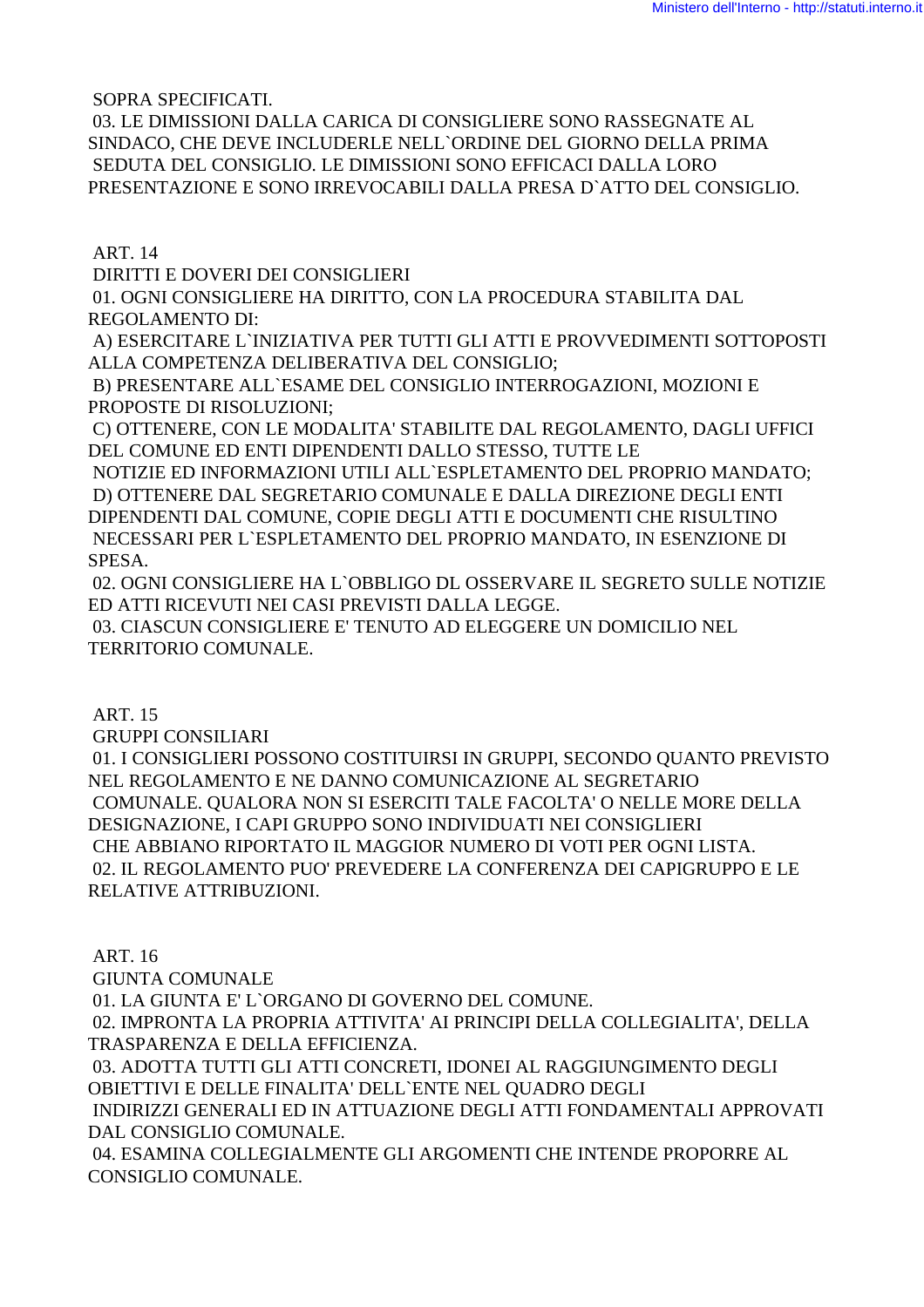SOPRA SPECIFICATI.

03. LE DIMISSIONI DALLA CARICA DI CONSIGLIERE SONO RASSEGNATE AL SINDACO, CHE DEVE INCLUDERLE NELL`ORDINE DEL GIORNO DELLA PRIMA SEDUTA DEL CONSIGLIO. LE DIMISSIONI SONO EFFICACI DALLA LORO PRESENTAZIONE E SONO IRREVOCABILI DALLA PRESA D`ATTO DEL CONSIGLIO.

## ART. 14

### DIRITTI E DOVERI DEI CONSIGLIERI

01. OGNI CONSIGLIERE HA DIRITTO, CON LA PROCEDURA STABILITA DAL REGOLAMENTO DI:

A) ESERCITARE L`INIZIATIVA PER TUTTI GLI ATTI E PROVVEDIMENTI SOTTOPOSTI ALLA COMPETENZA DELIBERATIVA DEL CONSIGLIO;

B) PRESENTARE ALL`ESAME DEL CONSIGLIO INTERROGAZIONI, MOZIONI E PROPOSTE DI RISOLUZIONI;

C) OTTENERE, CON LE MODALITA' STABILITE DAL REGOLAMENTO, DAGLI UFFICI DEL COMUNE ED ENTI DIPENDENTI DALLO STESSO, TUTTE LE NOTIZIE ED INFORMAZIONI UTILI ALL`ESPLETAMENTO DEL PROPRIO MANDATO;

D) OTTENERE DAL SEGRETARIO COMUNALE E DALLA DIREZIONE DEGLI ENTI DIPENDENTI DAL COMUNE, COPIE DEGLI ATTI E DOCUMENTI CHE RISULTINO NECESSARI PER L`ESPLETAMENTO DEL PROPRIO MANDATO, IN ESENZIONE DI SPESA.

02. OGNI CONSIGLIERE HA L`OBBLIGO DL OSSERVARE IL SEGRETO SULLE NOTIZIE ED ATTI RICEVUTI NEI CASI PREVISTI DALLA LEGGE.

03. CIASCUN CONSIGLIERE E' TENUTO AD ELEGGERE UN DOMICILIO NEL TERRITORIO COMUNALE.

## ART. 15

### GRUPPI CONSILIARI

01. I CONSIGLIERI POSSONO COSTITUIRSI IN GRUPPI, SECONDO QUANTO PREVISTO NEL REGOLAMENTO E NE DANNO COMUNICAZIONE AL SEGRETARIO COMUNALE. QUALORA NON SI ESERCITI TALE FACOLTA' O NELLE MORE DELLA DESIGNAZIONE, I CAPI GRUPPO SONO INDIVIDUATI NEI CONSIGLIERI CHE ABBIANO RIPORTATO IL MAGGIOR NUMERO DI VOTI PER OGNI LISTA.

02. IL REGOLAMENTO PUO' PREVEDERE LA CONFERENZA DEI CAPIGRUPPO E LE RELATIVE ATTRIBUZIONI.

## ART. 16

### GIUNTA COMUNALE

01. LA GIUNTA E' L`ORGANO DI GOVERNO DEL COMUNE.

02. IMPRONTA LA PROPRIA ATTIVITA' AI PRINCIPI DELLA COLLEGIALITA', DELLA TRASPARENZA E DELLA EFFICIENZA.

03. ADOTTA TUTTI GLI ATTI CONCRETI, IDONEI AL RAGGIUNGIMENTO DEGLI OBIETTIVI E DELLE FINALITA' DELL`ENTE NEL QUADRO DEGLI INDIRIZZI GENERALI ED IN ATTUAZIONE DEGLI ATTI FONDAMENTALI APPROVATI DAL CONSIGLIO COMUNALE.

04. ESAMINA COLLEGIALMENTE GLI ARGOMENTI CHE INTENDE PROPORRE AL CONSIGLIO COMUNALE.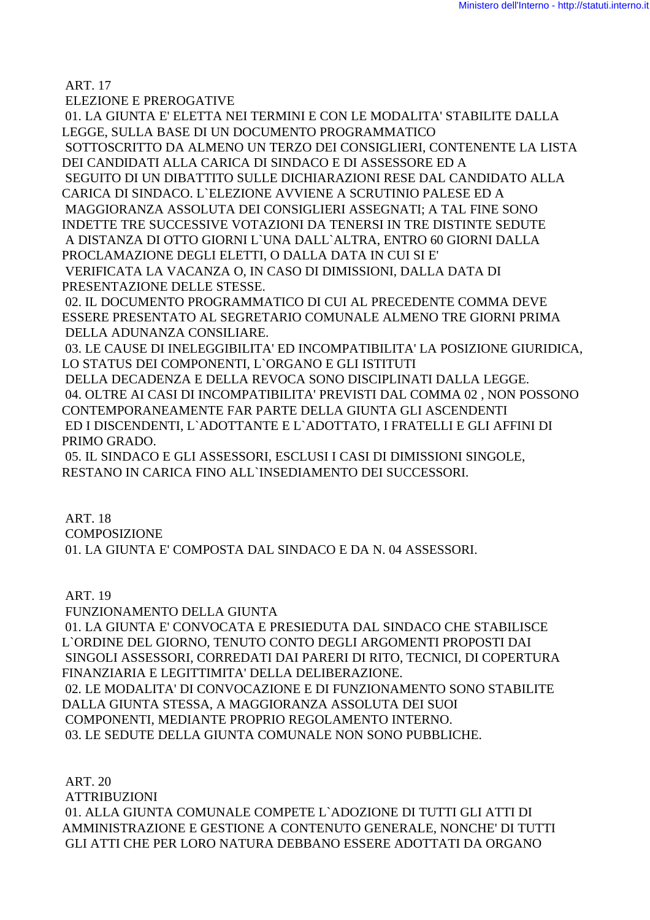ART. 17

ELEZIONE E PREROGATIVE

01. LA GIUNTA E' ELETTA NEI TERMINI E CON LE MODALITA' STABILITE DALLA LEGGE, SULLA BASE DI UN DOCUMENTO PROGRAMMATICO SOTTOSCRITTO DA ALMENO UN TERZO DEI CONSIGLIERI, CONTENENTE LA LISTA DEI CANDIDATI ALLA CARICA DI SINDACO E DI ASSESSORE ED A SEGUITO DI UN DIBATTITO SULLE DICHIARAZIONI RESE DAL CANDIDATO ALLA CARICA DI SINDACO. L`ELEZIONE AVVIENE A SCRUTINIO PALESE ED A MAGGIORANZA ASSOLUTA DEI CONSIGLIERI ASSEGNATI; A TAL FINE SONO INDETTE TRE SUCCESSIVE VOTAZIONI DA TENERSI IN TRE DISTINTE SEDUTE A DISTANZA DI OTTO GIORNI L`UNA DALL`ALTRA, ENTRO 60 GIORNI DALLA PROCLAMAZIONE DEGLI ELETTI, O DALLA DATA IN CUI SI E' VERIFICATA LA VACANZA O, IN CASO DI DIMISSIONI, DALLA DATA DI PRESENTAZIONE DELLE STESSE.

02. IL DOCUMENTO PROGRAMMATICO DI CUI AL PRECEDENTE COMMA DEVE ESSERE PRESENTATO AL SEGRETARIO COMUNALE ALMENO TRE GIORNI PRIMA DELLA ADUNANZA CONSILIARE.

03. LE CAUSE DI INELEGGIBILITA' ED INCOMPATIBILITA' LA POSIZIONE GIURIDICA, LO STATUS DEI COMPONENTI, L`ORGANO E GLI ISTITUTI DELLA DECADENZA E DELLA REVOCA SONO DISCIPLINATI DALLA LEGGE.

04. OLTRE AI CASI DI INCOMPATIBILITA' PREVISTI DAL COMMA 02 , NON POSSONO CONTEMPORANEAMENTE FAR PARTE DELLA GIUNTA GLI ASCENDENTI ED I DISCENDENTI, L`ADOTTANTE E L`ADOTTATO, I FRATELLI E GLI AFFINI DI PRIMO GRADO.

05. IL SINDACO E GLI ASSESSORI, ESCLUSI I CASI DI DIMISSIONI SINGOLE, RESTANO IN CARICA FINO ALL`INSEDIAMENTO DEI SUCCESSORI.

ART. 18

COMPOSIZIONE

01. LA GIUNTA E' COMPOSTA DAL SINDACO E DA N. 04 ASSESSORI.

ART. 19

FUNZIONAMENTO DELLA GIUNTA

01. LA GIUNTA E' CONVOCATA E PRESIEDUTA DAL SINDACO CHE STABILISCE L`ORDINE DEL GIORNO, TENUTO CONTO DEGLI ARGOMENTI PROPOSTI DAI SINGOLI ASSESSORI, CORREDATI DAI PARERI DI RITO, TECNICI, DI COPERTURA FINANZIARIA E LEGITTIMITA' DELLA DELIBERAZIONE.

02. LE MODALITA' DI CONVOCAZIONE E DI FUNZIONAMENTO SONO STABILITE DALLA GIUNTA STESSA, A MAGGIORANZA ASSOLUTA DEI SUOI COMPONENTI, MEDIANTE PROPRIO REGOLAMENTO INTERNO.

03. LE SEDUTE DELLA GIUNTA COMUNALE NON SONO PUBBLICHE.

ART. 20

ATTRIBUZIONI

01. ALLA GIUNTA COMUNALE COMPETE L`ADOZIONE DI TUTTI GLI ATTI DI AMMINISTRAZIONE E GESTIONE A CONTENUTO GENERALE, NONCHE' DI TUTTI GLI ATTI CHE PER LORO NATURA DEBBANO ESSERE ADOTTATI DA ORGANO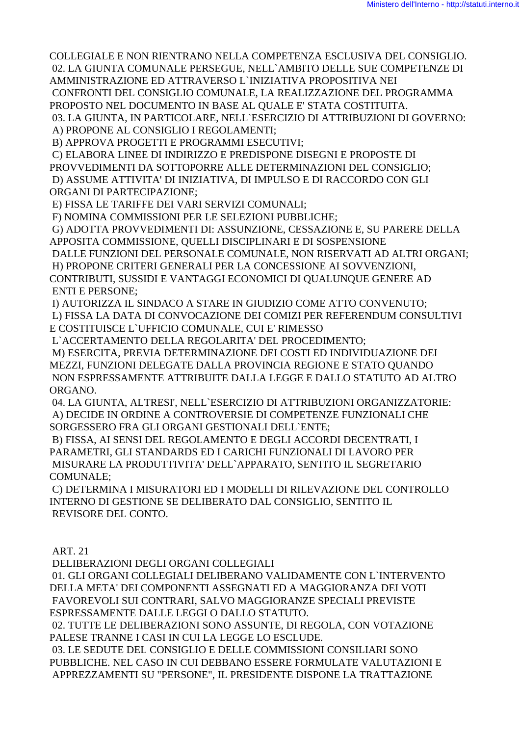COLLEGIALE E NON RIENTRANO NELLA COMPETENZA ESCLUSIVA DEL CONSIGLIO.

02. LA GIUNTA COMUNALE PERSEGUE, NELL`AMBITO DELLE SUE COMPETENZE DI AMMINISTRAZIONE ED ATTRAVERSO L`INIZIATIVA PROPOSITIVA NEI CONFRONTI DEL CONSIGLIO COMUNALE, LA REALIZZAZIONE DEL PROGRAMMA PROPOSTO NEL DOCUMENTO IN BASE AL QUALE E' STATA COSTITUITA.

03. LA GIUNTA, IN PARTICOLARE, NELL`ESERCIZIO DI ATTRIBUZIONI DI GOVERNO:

A) PROPONE AL CONSIGLIO I REGOLAMENTI;

B) APPROVA PROGETTI E PROGRAMMI ESECUTIVI;

C) ELABORA LINEE DI INDIRIZZO E PREDISPONE DISEGNI E PROPOSTE DI PROVVEDIMENTI DA SOTTOPORRE ALLE DETERMINAZIONI DEL CONSIGLIO;

D) ASSUME ATTIVITA' DI INIZIATIVA, DI IMPULSO E DI RACCORDO CON GLI ORGANI DI PARTECIPAZIONE;

E) FISSA LE TARIFFE DEI VARI SERVIZI COMUNALI;

F) NOMINA COMMISSIONI PER LE SELEZIONI PUBBLICHE;

G) ADOTTA PROVVEDIMENTI DI: ASSUNZIONE, CESSAZIONE E, SU PARERE DELLA APPOSITA COMMISSIONE, QUELLI DISCIPLINARI E DI SOSPENSIONE DALLE FUNZIONI DEL PERSONALE COMUNALE, NON RISERVATI AD ALTRI ORGANI;

H) PROPONE CRITERI GENERALI PER LA CONCESSIONE AI SOVVENZIONI, CONTRIBUTI, SUSSIDI E VANTAGGI ECONOMICI DI QUALUNQUE GENERE AD ENTI E PERSONE;

I) AUTORIZZA IL SINDACO A STARE IN GIUDIZIO COME ATTO CONVENUTO;

L) FISSA LA DATA DI CONVOCAZIONE DEI COMIZI PER REFERENDUM CONSULTIVI E COSTITUISCE L`UFFICIO COMUNALE, CUI E' RIMESSO L`ACCERTAMENTO DELLA REGOLARITA' DEL PROCEDIMENTO;

M) ESERCITA, PREVIA DETERMINAZIONE DEI COSTI ED INDIVIDUAZIONE DEI MEZZI, FUNZIONI DELEGATE DALLA PROVINCIA REGIONE E STATO QUANDO NON ESPRESSAMENTE ATTRIBUITE DALLA LEGGE E DALLO STATUTO AD ALTRO ORGANO.

04. LA GIUNTA, ALTRESI', NELL`ESERCIZIO DI ATTRIBUZIONI ORGANIZZATORIE:

A) DECIDE IN ORDINE A CONTROVERSIE DI COMPETENZE FUNZIONALI CHE SORGESSERO FRA GLI ORGANI GESTIONALI DELL`ENTE;

B) FISSA, AI SENSI DEL REGOLAMENTO E DEGLI ACCORDI DECENTRATI, I PARAMETRI, GLI STANDARDS ED I CARICHI FUNZIONALI DI LAVORO PER MISURARE LA PRODUTTIVITA' DELL`APPARATO, SENTITO IL SEGRETARIO COMUNALE;

C) DETERMINA I MISURATORI ED I MODELLI DI RILEVAZIONE DEL CONTROLLO INTERNO DI GESTIONE SE DELIBERATO DAL CONSIGLIO, SENTITO IL REVISORE DEL CONTO.

## ART. 21
## DELIBERAZIONI DEGLI ORGANI COLLEGIALI

01. GLI ORGANI COLLEGIALI DELIBERANO VALIDAMENTE CON L`INTERVENTO DELLA META' DEI COMPONENTI ASSEGNATI ED A MAGGIORANZA DEI VOTI FAVOREVOLI SUI CONTRARI, SALVO MAGGIORANZE SPECIALI PREVISTE ESPRESSAMENTE DALLE LEGGI O DALLO STATUTO.

02. TUTTE LE DELIBERAZIONI SONO ASSUNTE, DI REGOLA, CON VOTAZIONE PALESE TRANNE I CASI IN CUI LA LEGGE LO ESCLUDE.

03. LE SEDUTE DEL CONSIGLIO E DELLE COMMISSIONI CONSILIARI SONO PUBBLICHE. NEL CASO IN CUI DEBBANO ESSERE FORMULATE VALUTAZIONI E APPREZZAMENTI SU "PERSONE", IL PRESIDENTE DISPONE LA TRATTAZIONE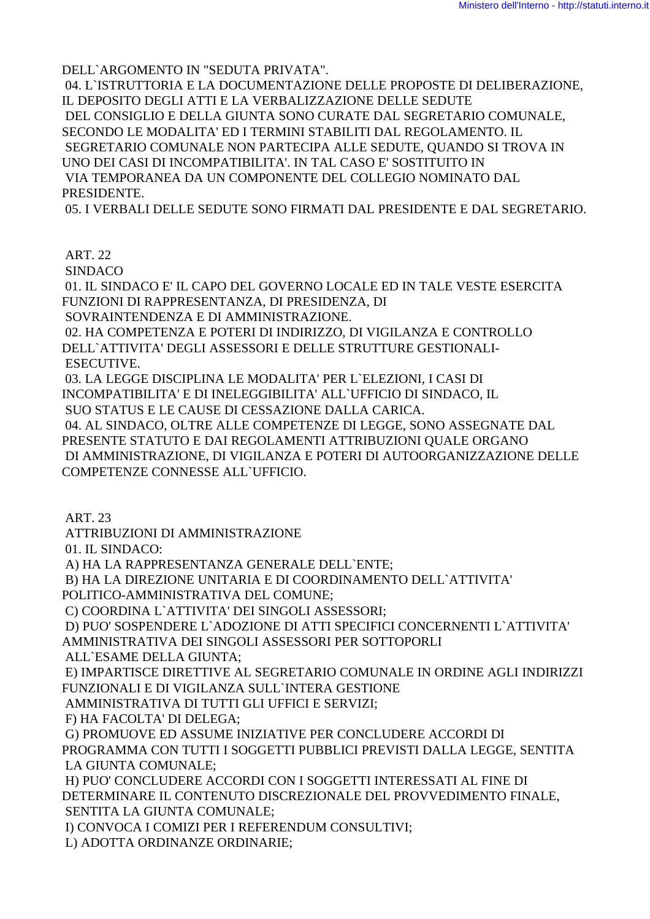DELL`ARGOMENTO IN "SEDUTA PRIVATA".

04. L`ISTRUTTORIA E LA DOCUMENTAZIONE DELLE PROPOSTE DI DELIBERAZIONE, IL DEPOSITO DEGLI ATTI E LA VERBALIZZAZIONE DELLE SEDUTE DEL CONSIGLIO E DELLA GIUNTA SONO CURATE DAL SEGRETARIO COMUNALE, SECONDO LE MODALITA' ED I TERMINI STABILITI DAL REGOLAMENTO. IL SEGRETARIO COMUNALE NON PARTECIPA ALLE SEDUTE, QUANDO SI TROVA IN UNO DEI CASI DI INCOMPATIBILITA'. IN TAL CASO E' SOSTITUITO IN VIA TEMPORANEA DA UN COMPONENTE DEL COLLEGIO NOMINATO DAL PRESIDENTE.

05. I VERBALI DELLE SEDUTE SONO FIRMATI DAL PRESIDENTE E DAL SEGRETARIO.

ART. 22

SINDACO

01. IL SINDACO E' IL CAPO DEL GOVERNO LOCALE ED IN TALE VESTE ESERCITA FUNZIONI DI RAPPRESENTANZA, DI PRESIDENZA, DI SOVRAINTENDENZA E DI AMMINISTRAZIONE.

02. HA COMPETENZA E POTERI DI INDIRIZZO, DI VIGILANZA E CONTROLLO DELL`ATTIVITA' DEGLI ASSESSORI E DELLE STRUTTURE GESTIONALI-ESECUTIVE.

03. LA LEGGE DISCIPLINA LE MODALITA' PER L`ELEZIONI, I CASI DI INCOMPATIBILITA' E DI INELEGGIBILITA' ALL`UFFICIO DI SINDACO, IL SUO STATUS E LE CAUSE DI CESSAZIONE DALLA CARICA.

04. AL SINDACO, OLTRE ALLE COMPETENZE DI LEGGE, SONO ASSEGNATE DAL PRESENTE STATUTO E DAI REGOLAMENTI ATTRIBUZIONI QUALE ORGANO DI AMMINISTRAZIONE, DI VIGILANZA E POTERI DI AUTOORGANIZZAZIONE DELLE COMPETENZE CONNESSE ALL`UFFICIO.

ART. 23

ATTRIBUZIONI DI AMMINISTRAZIONE

01. IL SINDACO:

A) HA LA RAPPRESENTANZA GENERALE DELL`ENTE;

B) HA LA DIREZIONE UNITARIA E DI COORDINAMENTO DELL`ATTIVITA' POLITICO-AMMINISTRATIVA DEL COMUNE;

C) COORDINA L`ATTIVITA' DEI SINGOLI ASSESSORI;

D) PUO' SOSPENDERE L`ADOZIONE DI ATTI SPECIFICI CONCERNENTI L`ATTIVITA' AMMINISTRATIVA DEI SINGOLI ASSESSORI PER SOTTOPORLI ALL`ESAME DELLA GIUNTA;

E) IMPARTISCE DIRETTIVE AL SEGRETARIO COMUNALE IN ORDINE AGLI INDIRIZZI FUNZIONALI E DI VIGILANZA SULL`INTERA GESTIONE AMMINISTRATIVA DI TUTTI GLI UFFICI E SERVIZI;

F) HA FACOLTA' DI DELEGA;

G) PROMUOVE ED ASSUME INIZIATIVE PER CONCLUDERE ACCORDI DI PROGRAMMA CON TUTTI I SOGGETTI PUBBLICI PREVISTI DALLA LEGGE, SENTITA LA GIUNTA COMUNALE;

H) PUO' CONCLUDERE ACCORDI CON I SOGGETTI INTERESSATI AL FINE DI DETERMINARE IL CONTENUTO DISCREZIONALE DEL PROVVEDIMENTO FINALE, SENTITA LA GIUNTA COMUNALE;

I) CONVOCA I COMIZI PER I REFERENDUM CONSULTIVI;

L) ADOTTA ORDINANZE ORDINARIE;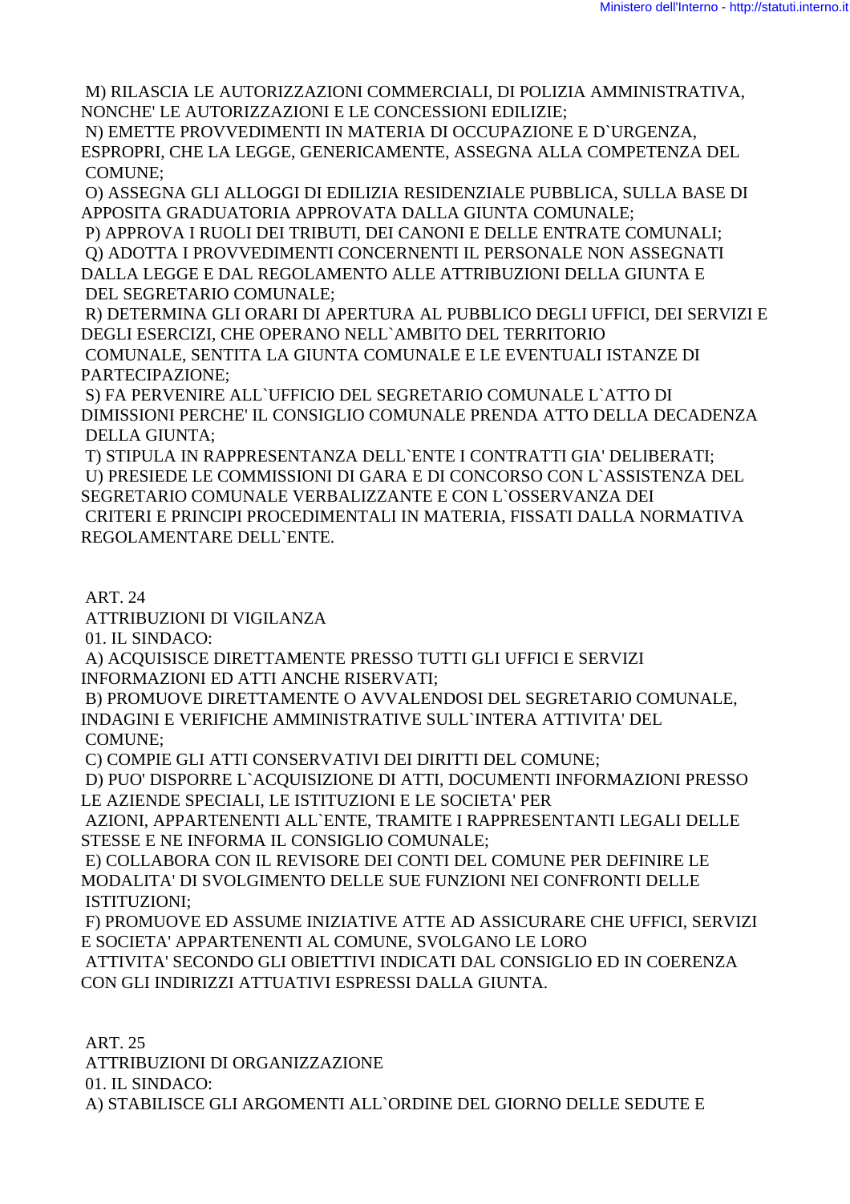M) RILASCIA LE AUTORIZZAZIONI COMMERCIALI, DI POLIZIA AMMINISTRATIVA, NONCHE' LE AUTORIZZAZIONI E LE CONCESSIONI EDILIZIE;
N) EMETTE PROVVEDIMENTI IN MATERIA DI OCCUPAZIONE E D`URGENZA, ESPROPRI, CHE LA LEGGE, GENERICAMENTE, ASSEGNA ALLA COMPETENZA DEL COMUNE;
O) ASSEGNA GLI ALLOGGI DI EDILIZIA RESIDENZIALE PUBBLICA, SULLA BASE DI APPOSITA GRADUATORIA APPROVATA DALLA GIUNTA COMUNALE;
P) APPROVA I RUOLI DEI TRIBUTI, DEI CANONI E DELLE ENTRATE COMUNALI;
Q) ADOTTA I PROVVEDIMENTI CONCERNENTI IL PERSONALE NON ASSEGNATI DALLA LEGGE E DAL REGOLAMENTO ALLE ATTRIBUZIONI DELLA GIUNTA E DEL SEGRETARIO COMUNALE;
R) DETERMINA GLI ORARI DI APERTURA AL PUBBLICO DEGLI UFFICI, DEI SERVIZI E DEGLI ESERCIZI, CHE OPERANO NELL`AMBITO DEL TERRITORIO COMUNALE, SENTITA LA GIUNTA COMUNALE E LE EVENTUALI ISTANZE DI PARTECIPAZIONE;
S) FA PERVENIRE ALL`UFFICIO DEL SEGRETARIO COMUNALE L`ATTO DI DIMISSIONI PERCHE' IL CONSIGLIO COMUNALE PRENDA ATTO DELLA DECADENZA DELLA GIUNTA;
T) STIPULA IN RAPPRESENTANZA DELL`ENTE I CONTRATTI GIA' DELIBERATI;
U) PRESIEDE LE COMMISSIONI DI GARA E DI CONCORSO CON L`ASSISTENZA DEL SEGRETARIO COMUNALE VERBALIZZANTE E CON L`OSSERVANZA DEI CRITERI E PRINCIPI PROCEDIMENTALI IN MATERIA, FISSATI DALLA NORMATIVA REGOLAMENTARE DELL`ENTE.

ART. 24
ATTRIBUZIONI DI VIGILANZA

01. IL SINDACO:
A) ACQUISISCE DIRETTAMENTE PRESSO TUTTI GLI UFFICI E SERVIZI INFORMAZIONI ED ATTI ANCHE RISERVATI;
B) PROMUOVE DIRETTAMENTE O AVVALENDOSI DEL SEGRETARIO COMUNALE, INDAGINI E VERIFICHE AMMINISTRATIVE SULL`INTERA ATTIVITA' DEL COMUNE;
C) COMPIE GLI ATTI CONSERVATIVI DEI DIRITTI DEL COMUNE;
D) PUO' DISPORRE L`ACQUISIZIONE DI ATTI, DOCUMENTI INFORMAZIONI PRESSO LE AZIENDE SPECIALI, LE ISTITUZIONI E LE SOCIETA' PER AZIONI, APPARTENENTI ALL`ENTE, TRAMITE I RAPPRESENTANTI LEGALI DELLE STESSE E NE INFORMA IL CONSIGLIO COMUNALE;
E) COLLABORA CON IL REVISORE DEI CONTI DEL COMUNE PER DEFINIRE LE MODALITA' DI SVOLGIMENTO DELLE SUE FUNZIONI NEI CONFRONTI DELLE ISTITUZIONI;
F) PROMUOVE ED ASSUME INIZIATIVE ATTE AD ASSICURARE CHE UFFICI, SERVIZI E SOCIETA' APPARTENENTI AL COMUNE, SVOLGANO LE LORO ATTIVITA' SECONDO GLI OBIETTIVI INDICATI DAL CONSIGLIO ED IN COERENZA CON GLI INDIRIZZI ATTUATIVI ESPRESSI DALLA GIUNTA.

ART. 25
ATTRIBUZIONI DI ORGANIZZAZIONE

01. IL SINDACO:
A) STABILISCE GLI ARGOMENTI ALL`ORDINE DEL GIORNO DELLE SEDUTE E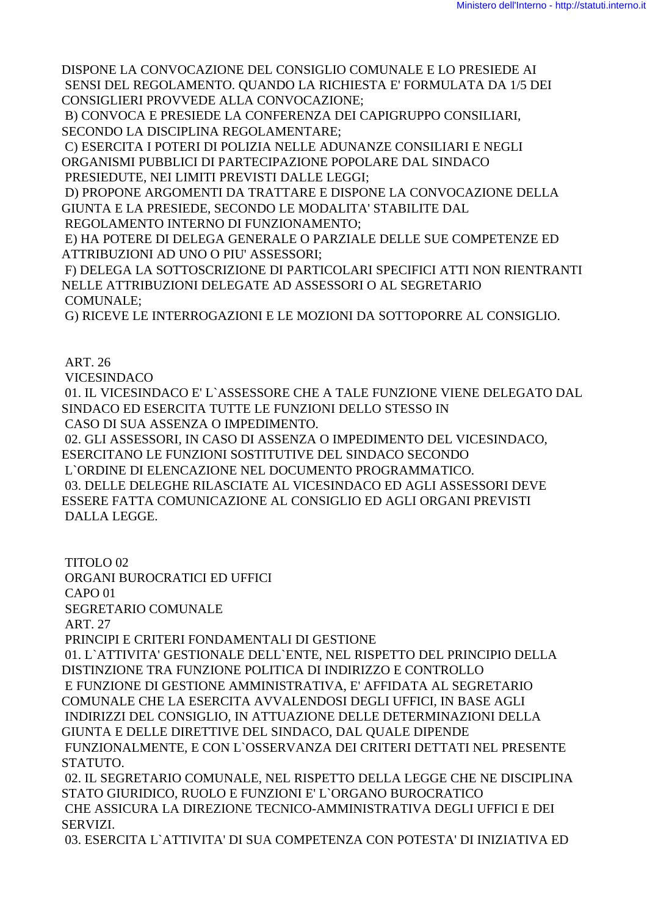DISPONE LA CONVOCAZIONE DEL CONSIGLIO COMUNALE E LO PRESIEDE AI SENSI DEL REGOLAMENTO. QUANDO LA RICHIESTA E' FORMULATA DA 1/5 DEI CONSIGLIERI PROVVEDE ALLA CONVOCAZIONE;

B) CONVOCA E PRESIEDE LA CONFERENZA DEI CAPIGRUPPO CONSILIARI, SECONDO LA DISCIPLINA REGOLAMENTARE;

C) ESERCITA I POTERI DI POLIZIA NELLE ADUNANZE CONSILIARI E NEGLI ORGANISMI PUBBLICI DI PARTECIPAZIONE POPOLARE DAL SINDACO PRESIEDUTE, NEI LIMITI PREVISTI DALLE LEGGI;

D) PROPONE ARGOMENTI DA TRATTARE E DISPONE LA CONVOCAZIONE DELLA GIUNTA E LA PRESIEDE, SECONDO LE MODALITA' STABILITE DAL REGOLAMENTO INTERNO DI FUNZIONAMENTO;

E) HA POTERE DI DELEGA GENERALE O PARZIALE DELLE SUE COMPETENZE ED ATTRIBUZIONI AD UNO O PIU' ASSESSORI;

F) DELEGA LA SOTTOSCRIZIONE DI PARTICOLARI SPECIFICI ATTI NON RIENTRANTI NELLE ATTRIBUZIONI DELEGATE AD ASSESSORI O AL SEGRETARIO COMUNALE;

G) RICEVE LE INTERROGAZIONI E LE MOZIONI DA SOTTOPORRE AL CONSIGLIO.

ART. 26

VICESINDACO

01. IL VICESINDACO E' L`ASSESSORE CHE A TALE FUNZIONE VIENE DELEGATO DAL SINDACO ED ESERCITA TUTTE LE FUNZIONI DELLO STESSO IN CASO DI SUA ASSENZA O IMPEDIMENTO.

02. GLI ASSESSORI, IN CASO DI ASSENZA O IMPEDIMENTO DEL VICESINDACO, ESERCITANO LE FUNZIONI SOSTITUTIVE DEL SINDACO SECONDO L`ORDINE DI ELENCAZIONE NEL DOCUMENTO PROGRAMMATICO.

03. DELLE DELEGHE RILASCIATE AL VICESINDACO ED AGLI ASSESSORI DEVE ESSERE FATTA COMUNICAZIONE AL CONSIGLIO ED AGLI ORGANI PREVISTI DALLA LEGGE.

TITOLO 02

ORGANI BUROCRATICI ED UFFICI

CAPO 01

SEGRETARIO COMUNALE

ART. 27

PRINCIPI E CRITERI FONDAMENTALI DI GESTIONE

01. L`ATTIVITA' GESTIONALE DELL`ENTE, NEL RISPETTO DEL PRINCIPIO DELLA DISTINZIONE TRA FUNZIONE POLITICA DI INDIRIZZO E CONTROLLO E FUNZIONE DI GESTIONE AMMINISTRATIVA, E' AFFIDATA AL SEGRETARIO COMUNALE CHE LA ESERCITA AVVALENDOSI DEGLI UFFICI, IN BASE AGLI INDIRIZZI DEL CONSIGLIO, IN ATTUAZIONE DELLE DETERMINAZIONI DELLA GIUNTA E DELLE DIRETTIVE DEL SINDACO, DAL QUALE DIPENDE FUNZIONALMENTE, E CON L`OSSERVANZA DEI CRITERI DETTATI NEL PRESENTE STATUTO.

02. IL SEGRETARIO COMUNALE, NEL RISPETTO DELLA LEGGE CHE NE DISCIPLINA STATO GIURIDICO, RUOLO E FUNZIONI E' L`ORGANO BUROCRATICO CHE ASSICURA LA DIREZIONE TECNICO-AMMINISTRATIVA DEGLI UFFICI E DEI SERVIZI.

03. ESERCITA L`ATTIVITA' DI SUA COMPETENZA CON POTESTA' DI INIZIATIVA ED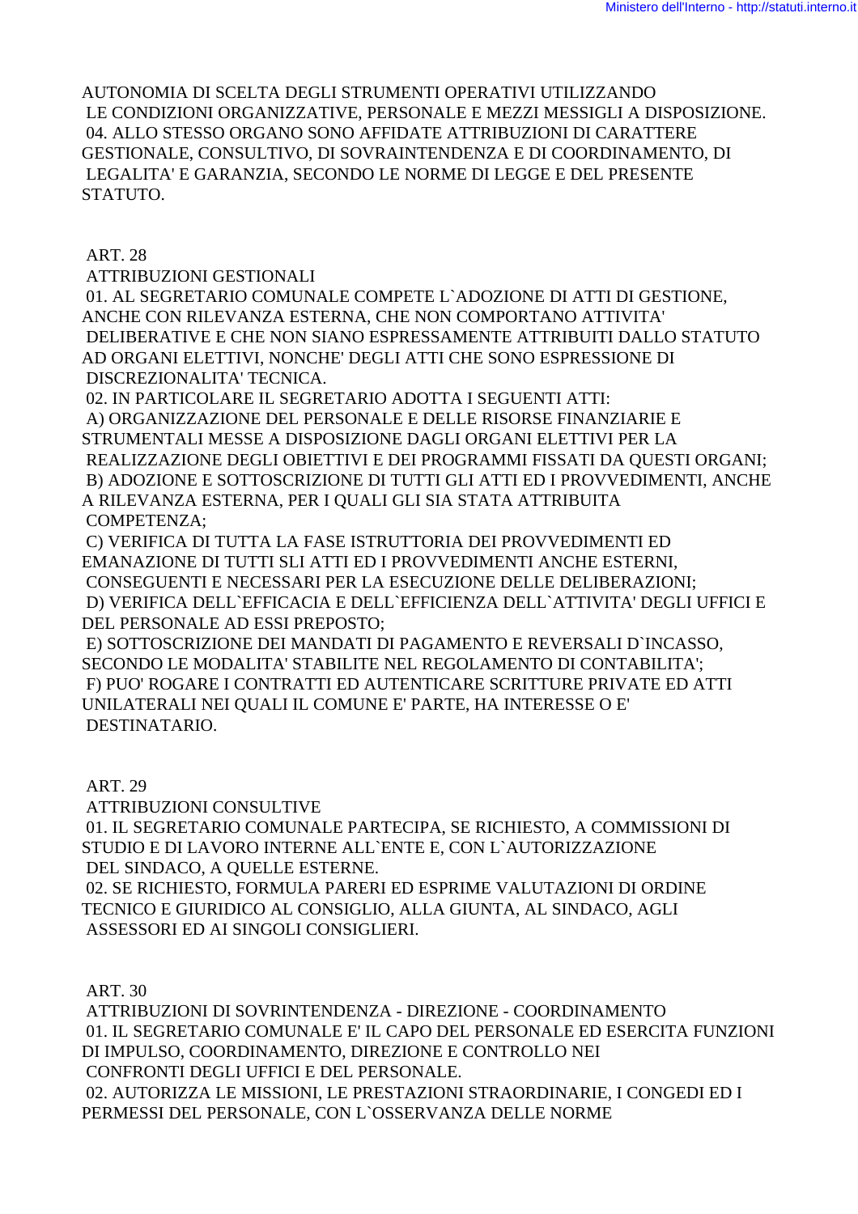AUTONOMIA DI SCELTA DEGLI STRUMENTI OPERATIVI UTILIZZANDO LE CONDIZIONI ORGANIZZATIVE, PERSONALE E MEZZI MESSIGLI A DISPOSIZIONE.

04. ALLO STESSO ORGANO SONO AFFIDATE ATTRIBUZIONI DI CARATTERE GESTIONALE, CONSULTIVO, DI SOVRAINTENDENZA E DI COORDINAMENTO, DI LEGALITA' E GARANZIA, SECONDO LE NORME DI LEGGE E DEL PRESENTE STATUTO.

ART. 28

ATTRIBUZIONI GESTIONALI

01. AL SEGRETARIO COMUNALE COMPETE L`ADOZIONE DI ATTI DI GESTIONE, ANCHE CON RILEVANZA ESTERNA, CHE NON COMPORTANO ATTIVITA' DELIBERATIVE E CHE NON SIANO ESPRESSAMENTE ATTRIBUITI DALLO STATUTO AD ORGANI ELETTIVI, NONCHE' DEGLI ATTI CHE SONO ESPRESSIONE DI DISCREZIONALITA' TECNICA.

02. IN PARTICOLARE IL SEGRETARIO ADOTTA I SEGUENTI ATTI:

A) ORGANIZZAZIONE DEL PERSONALE E DELLE RISORSE FINANZIARIE E STRUMENTALI MESSE A DISPOSIZIONE DAGLI ORGANI ELETTIVI PER LA REALIZZAZIONE DEGLI OBIETTIVI E DEI PROGRAMMI FISSATI DA QUESTI ORGANI;

B) ADOZIONE E SOTTOSCRIZIONE DI TUTTI GLI ATTI ED I PROVVEDIMENTI, ANCHE A RILEVANZA ESTERNA, PER I QUALI GLI SIA STATA ATTRIBUITA COMPETENZA;

C) VERIFICA DI TUTTA LA FASE ISTRUTTORIA DEI PROVVEDIMENTI ED EMANAZIONE DI TUTTI SLI ATTI ED I PROVVEDIMENTI ANCHE ESTERNI, CONSEGUENTI E NECESSARI PER LA ESECUZIONE DELLE DELIBERAZIONI;

D) VERIFICA DELL`EFFICACIA E DELL`EFFICIENZA DELL`ATTIVITA' DEGLI UFFICI E DEL PERSONALE AD ESSI PREPOSTO;

E) SOTTOSCRIZIONE DEI MANDATI DI PAGAMENTO E REVERSALI D`INCASSO, SECONDO LE MODALITA' STABILITE NEL REGOLAMENTO DI CONTABILITA';

F) PUO' ROGARE I CONTRATTI ED AUTENTICARE SCRITTURE PRIVATE ED ATTI UNILATERALI NEI QUALI IL COMUNE E' PARTE, HA INTERESSE O E' DESTINATARIO.

ART. 29

ATTRIBUZIONI CONSULTIVE

01. IL SEGRETARIO COMUNALE PARTECIPA, SE RICHIESTO, A COMMISSIONI DI STUDIO E DI LAVORO INTERNE ALL`ENTE E, CON L`AUTORIZZAZIONE DEL SINDACO, A QUELLE ESTERNE.

02. SE RICHIESTO, FORMULA PARERI ED ESPRIME VALUTAZIONI DI ORDINE TECNICO E GIURIDICO AL CONSIGLIO, ALLA GIUNTA, AL SINDACO, AGLI ASSESSORI ED AI SINGOLI CONSIGLIERI.

ART. 30

ATTRIBUZIONI DI SOVRINTENDENZA - DIREZIONE - COORDINAMENTO

01. IL SEGRETARIO COMUNALE E' IL CAPO DEL PERSONALE ED ESERCITA FUNZIONI DI IMPULSO, COORDINAMENTO, DIREZIONE E CONTROLLO NEI CONFRONTI DEGLI UFFICI E DEL PERSONALE.

02. AUTORIZZA LE MISSIONI, LE PRESTAZIONI STRAORDINARIE, I CONGEDI ED I PERMESSI DEL PERSONALE, CON L`OSSERVANZA DELLE NORME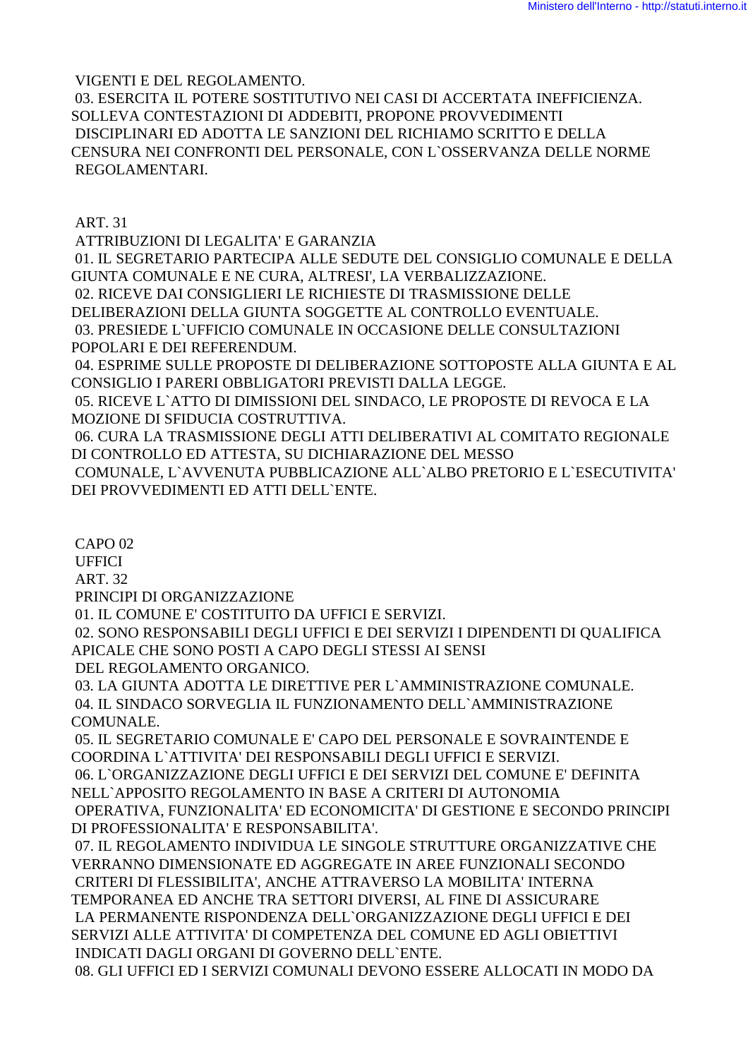VIGENTI E DEL REGOLAMENTO.

03. ESERCITA IL POTERE SOSTITUTIVO NEI CASI DI ACCERTATA INEFFICIENZA. SOLLEVA CONTESTAZIONI DI ADDEBITI, PROPONE PROVVEDIMENTI DISCIPLINARI ED ADOTTA LE SANZIONI DEL RICHIAMO SCRITTO E DELLA CENSURA NEI CONFRONTI DEL PERSONALE, CON L`OSSERVANZA DELLE NORME REGOLAMENTARI.

ART. 31

ATTRIBUZIONI DI LEGALITA' E GARANZIA

01. IL SEGRETARIO PARTECIPA ALLE SEDUTE DEL CONSIGLIO COMUNALE E DELLA GIUNTA COMUNALE E NE CURA, ALTRESI', LA VERBALIZZAZIONE.

02. RICEVE DAI CONSIGLIERI LE RICHIESTE DI TRASMISSIONE DELLE DELIBERAZIONI DELLA GIUNTA SOGGETTE AL CONTROLLO EVENTUALE.

03. PRESIEDE L`UFFICIO COMUNALE IN OCCASIONE DELLE CONSULTAZIONI POPOLARI E DEI REFERENDUM.

04. ESPRIME SULLE PROPOSTE DI DELIBERAZIONE SOTTOPOSTE ALLA GIUNTA E AL CONSIGLIO I PARERI OBBLIGATORI PREVISTI DALLA LEGGE.

05. RICEVE L`ATTO DI DIMISSIONI DEL SINDACO, LE PROPOSTE DI REVOCA E LA MOZIONE DI SFIDUCIA COSTRUTTIVA.

06. CURA LA TRASMISSIONE DEGLI ATTI DELIBERATIVI AL COMITATO REGIONALE DI CONTROLLO ED ATTESTA, SU DICHIARAZIONE DEL MESSO COMUNALE, L`AVVENUTA PUBBLICAZIONE ALL`ALBO PRETORIO E L`ESECUTIVITA' DEI PROVVEDIMENTI ED ATTI DELL`ENTE.

CAPO 02

UFFICI

ART. 32

PRINCIPI DI ORGANIZZAZIONE

01. IL COMUNE E' COSTITUITO DA UFFICI E SERVIZI.

02. SONO RESPONSABILI DEGLI UFFICI E DEI SERVIZI I DIPENDENTI DI QUALIFICA APICALE CHE SONO POSTI A CAPO DEGLI STESSI AI SENSI DEL REGOLAMENTO ORGANICO.

03. LA GIUNTA ADOTTA LE DIRETTIVE PER L`AMMINISTRAZIONE COMUNALE.

04. IL SINDACO SORVEGLIA IL FUNZIONAMENTO DELL`AMMINISTRAZIONE COMUNALE.

05. IL SEGRETARIO COMUNALE E' CAPO DEL PERSONALE E SOVRAINTENDE E COORDINA L`ATTIVITA' DEI RESPONSABILI DEGLI UFFICI E SERVIZI.

06. L`ORGANIZZAZIONE DEGLI UFFICI E DEI SERVIZI DEL COMUNE E' DEFINITA NELL`APPOSITO REGOLAMENTO IN BASE A CRITERI DI AUTONOMIA OPERATIVA, FUNZIONALITA' ED ECONOMICITA' DI GESTIONE E SECONDO PRINCIPI DI PROFESSIONALITA' E RESPONSABILITA'.

07. IL REGOLAMENTO INDIVIDUA LE SINGOLE STRUTTURE ORGANIZZATIVE CHE VERRANNO DIMENSIONATE ED AGGREGATE IN AREE FUNZIONALI SECONDO CRITERI DI FLESSIBILITA', ANCHE ATTRAVERSO LA MOBILITA' INTERNA TEMPORANEA ED ANCHE TRA SETTORI DIVERSI, AL FINE DI ASSICURARE LA PERMANENTE RISPONDENZA DELL`ORGANIZZAZIONE DEGLI UFFICI E DEI SERVIZI ALLE ATTIVITA' DI COMPETENZA DEL COMUNE ED AGLI OBIETTIVI INDICATI DAGLI ORGANI DI GOVERNO DELL`ENTE.

08. GLI UFFICI ED I SERVIZI COMUNALI DEVONO ESSERE ALLOCATI IN MODO DA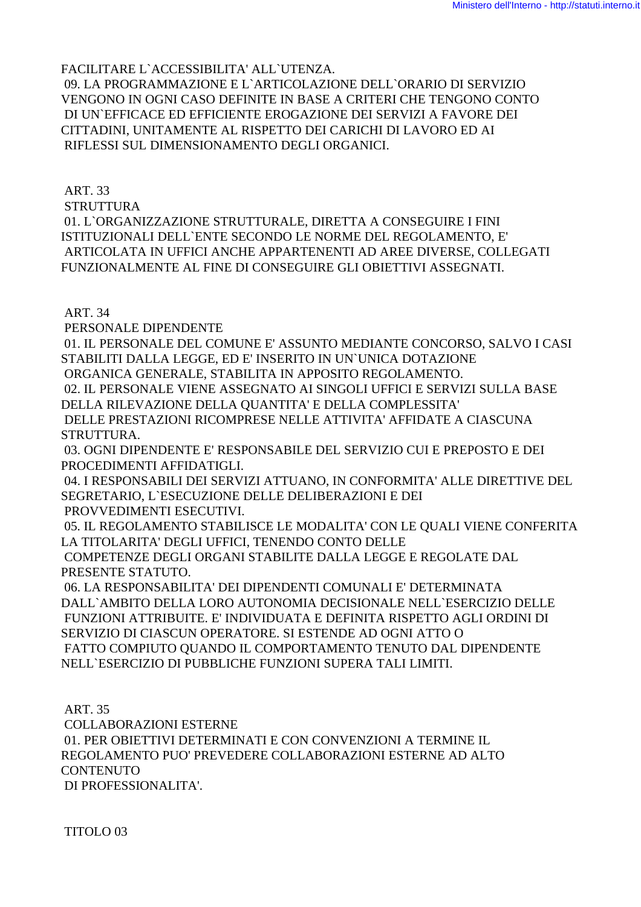FACILITARE L`ACCESSIBILITA' ALL`UTENZA.

09. LA PROGRAMMAZIONE E L`ARTICOLAZIONE DELL`ORARIO DI SERVIZIO VENGONO IN OGNI CASO DEFINITE IN BASE A CRITERI CHE TENGONO CONTO DI UN`EFFICACE ED EFFICIENTE EROGAZIONE DEI SERVIZI A FAVORE DEI CITTADINI, UNITAMENTE AL RISPETTO DEI CARICHI DI LAVORO ED AI RIFLESSI SUL DIMENSIONAMENTO DEGLI ORGANICI.

ART. 33

STRUTTURA

01. L`ORGANIZZAZIONE STRUTTURALE, DIRETTA A CONSEGUIRE I FINI ISTITUZIONALI DELL`ENTE SECONDO LE NORME DEL REGOLAMENTO, E' ARTICOLATA IN UFFICI ANCHE APPARTENENTI AD AREE DIVERSE, COLLEGATI FUNZIONALMENTE AL FINE DI CONSEGUIRE GLI OBIETTIVI ASSEGNATI.

ART. 34

PERSONALE DIPENDENTE

01. IL PERSONALE DEL COMUNE E' ASSUNTO MEDIANTE CONCORSO, SALVO I CASI STABILITI DALLA LEGGE, ED E' INSERITO IN UN`UNICA DOTAZIONE ORGANICA GENERALE, STABILITA IN APPOSITO REGOLAMENTO.

02. IL PERSONALE VIENE ASSEGNATO AI SINGOLI UFFICI E SERVIZI SULLA BASE DELLA RILEVAZIONE DELLA QUANTITA' E DELLA COMPLESSITA' DELLE PRESTAZIONI RICOMPRESE NELLE ATTIVITA' AFFIDATE A CIASCUNA STRUTTURA.

03. OGNI DIPENDENTE E' RESPONSABILE DEL SERVIZIO CUI E PREPOSTO E DEI PROCEDIMENTI AFFIDATIGLI.

04. I RESPONSABILI DEI SERVIZI ATTUANO, IN CONFORMITA' ALLE DIRETTIVE DEL SEGRETARIO, L`ESECUZIONE DELLE DELIBERAZIONI E DEI PROVVEDIMENTI ESECUTIVI.

05. IL REGOLAMENTO STABILISCE LE MODALITA' CON LE QUALI VIENE CONFERITA LA TITOLARITA' DEGLI UFFICI, TENENDO CONTO DELLE COMPETENZE DEGLI ORGANI STABILITE DALLA LEGGE E REGOLATE DAL PRESENTE STATUTO.

06. LA RESPONSABILITA' DEI DIPENDENTI COMUNALI E' DETERMINATA DALL`AMBITO DELLA LORO AUTONOMIA DECISIONALE NELL`ESERCIZIO DELLE FUNZIONI ATTRIBUITE. E' INDIVIDUATA E DEFINITA RISPETTO AGLI ORDINI DI SERVIZIO DI CIASCUN OPERATORE. SI ESTENDE AD OGNI ATTO O FATTO COMPIUTO QUANDO IL COMPORTAMENTO TENUTO DAL DIPENDENTE NELL`ESERCIZIO DI PUBBLICHE FUNZIONI SUPERA TALI LIMITI.

ART. 35

COLLABORAZIONI ESTERNE

01. PER OBIETTIVI DETERMINATI E CON CONVENZIONI A TERMINE IL REGOLAMENTO PUO' PREVEDERE COLLABORAZIONI ESTERNE AD ALTO CONTENUTO DI PROFESSIONALITA'.

TITOLO 03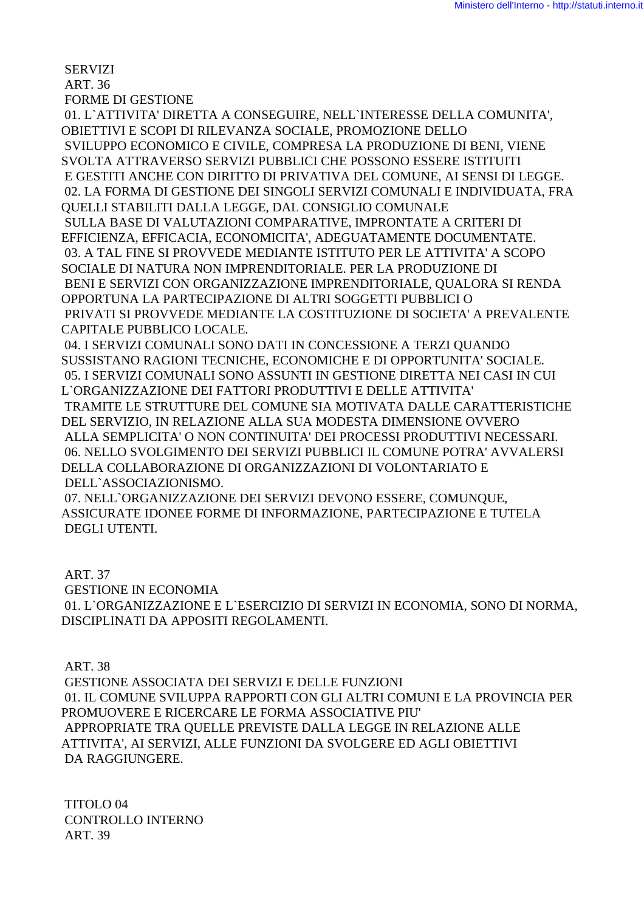SERVIZI

ART. 36

FORME DI GESTIONE

01. L`ATTIVITA' DIRETTA A CONSEGUIRE, NELL`INTERESSE DELLA COMUNITA', OBIETTIVI E SCOPI DI RILEVANZA SOCIALE, PROMOZIONE DELLO SVILUPPO ECONOMICO E CIVILE, COMPRESA LA PRODUZIONE DI BENI, VIENE SVOLTA ATTRAVERSO SERVIZI PUBBLICI CHE POSSONO ESSERE ISTITUITI E GESTITI ANCHE CON DIRITTO DI PRIVATIVA DEL COMUNE, AI SENSI DI LEGGE.

02. LA FORMA DI GESTIONE DEI SINGOLI SERVIZI COMUNALI E INDIVIDUATA, FRA QUELLI STABILITI DALLA LEGGE, DAL CONSIGLIO COMUNALE SULLA BASE DI VALUTAZIONI COMPARATIVE, IMPRONTATE A CRITERI DI EFFICIENZA, EFFICACIA, ECONOMICITA', ADEGUATAMENTE DOCUMENTATE.

03. A TAL FINE SI PROVVEDE MEDIANTE ISTITUTO PER LE ATTIVITA' A SCOPO SOCIALE DI NATURA NON IMPRENDITORIALE. PER LA PRODUZIONE DI BENI E SERVIZI CON ORGANIZZAZIONE IMPRENDITORIALE, QUALORA SI RENDA OPPORTUNA LA PARTECIPAZIONE DI ALTRI SOGGETTI PUBBLICI O PRIVATI SI PROVVEDE MEDIANTE LA COSTITUZIONE DI SOCIETA' A PREVALENTE CAPITALE PUBBLICO LOCALE.

04. I SERVIZI COMUNALI SONO DATI IN CONCESSIONE A TERZI QUANDO SUSSISTANO RAGIONI TECNICHE, ECONOMICHE E DI OPPORTUNITA' SOCIALE.

05. I SERVIZI COMUNALI SONO ASSUNTI IN GESTIONE DIRETTA NEI CASI IN CUI L`ORGANIZZAZIONE DEI FATTORI PRODUTTIVI E DELLE ATTIVITA' TRAMITE LE STRUTTURE DEL COMUNE SIA MOTIVATA DALLE CARATTERISTICHE DEL SERVIZIO, IN RELAZIONE ALLA SUA MODESTA DIMENSIONE OVVERO ALLA SEMPLICITA' O NON CONTINUITA' DEI PROCESSI PRODUTTIVI NECESSARI.

06. NELLO SVOLGIMENTO DEI SERVIZI PUBBLICI IL COMUNE POTRA' AVVALERSI DELLA COLLABORAZIONE DI ORGANIZZAZIONI DI VOLONTARIATO E DELL`ASSOCIAZIONISMO.

07. NELL`ORGANIZZAZIONE DEI SERVIZI DEVONO ESSERE, COMUNQUE, ASSICURATE IDONEE FORME DI INFORMAZIONE, PARTECIPAZIONE E TUTELA DEGLI UTENTI.

ART. 37

GESTIONE IN ECONOMIA

01. L`ORGANIZZAZIONE E L`ESERCIZIO DI SERVIZI IN ECONOMIA, SONO DI NORMA, DISCIPLINATI DA APPOSITI REGOLAMENTI.

ART. 38

GESTIONE ASSOCIATA DEI SERVIZI E DELLE FUNZIONI

01. IL COMUNE SVILUPPA RAPPORTI CON GLI ALTRI COMUNI E LA PROVINCIA PER PROMUOVERE E RICERCARE LE FORMA ASSOCIATIVE PIU' APPROPRIATE TRA QUELLE PREVISTE DALLA LEGGE IN RELAZIONE ALLE ATTIVITA', AI SERVIZI, ALLE FUNZIONI DA SVOLGERE ED AGLI OBIETTIVI DA RAGGIUNGERE.

TITOLO 04

CONTROLLO INTERNO

ART. 39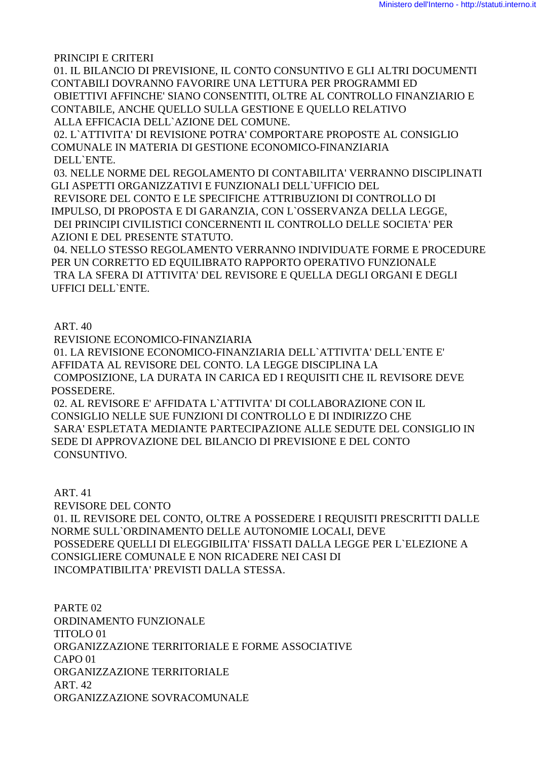PRINCIPI E CRITERI

01. IL BILANCIO DI PREVISIONE, IL CONTO CONSUNTIVO E GLI ALTRI DOCUMENTI CONTABILI DOVRANNO FAVORIRE UNA LETTURA PER PROGRAMMI ED OBIETTIVI AFFINCHE' SIANO CONSENTITI, OLTRE AL CONTROLLO FINANZIARIO E CONTABILE, ANCHE QUELLO SULLA GESTIONE E QUELLO RELATIVO ALLA EFFICACIA DELL`AZIONE DEL COMUNE.

02. L`ATTIVITA' DI REVISIONE POTRA' COMPORTARE PROPOSTE AL CONSIGLIO COMUNALE IN MATERIA DI GESTIONE ECONOMICO-FINANZIARIA DELL`ENTE.

03. NELLE NORME DEL REGOLAMENTO DI CONTABILITA' VERRANNO DISCIPLINATI GLI ASPETTI ORGANIZZATIVI E FUNZIONALI DELL`UFFICIO DEL REVISORE DEL CONTO E LE SPECIFICHE ATTRIBUZIONI DI CONTROLLO DI IMPULSO, DI PROPOSTA E DI GARANZIA, CON L`OSSERVANZA DELLA LEGGE, DEI PRINCIPI CIVILISTICI CONCERNENTI IL CONTROLLO DELLE SOCIETA' PER AZIONI E DEL PRESENTE STATUTO.

04. NELLO STESSO REGOLAMENTO VERRANNO INDIVIDUATE FORME E PROCEDURE PER UN CORRETTO ED EQUILIBRATO RAPPORTO OPERATIVO FUNZIONALE TRA LA SFERA DI ATTIVITA' DEL REVISORE E QUELLA DEGLI ORGANI E DEGLI UFFICI DELL`ENTE.

ART. 40

REVISIONE ECONOMICO-FINANZIARIA

01. LA REVISIONE ECONOMICO-FINANZIARIA DELL`ATTIVITA' DELL`ENTE E' AFFIDATA AL REVISORE DEL CONTO. LA LEGGE DISCIPLINA LA COMPOSIZIONE, LA DURATA IN CARICA ED I REQUISITI CHE IL REVISORE DEVE POSSEDERE.

02. AL REVISORE E' AFFIDATA L`ATTIVITA' DI COLLABORAZIONE CON IL CONSIGLIO NELLE SUE FUNZIONI DI CONTROLLO E DI INDIRIZZO CHE SARA' ESPLETATA MEDIANTE PARTECIPAZIONE ALLE SEDUTE DEL CONSIGLIO IN SEDE DI APPROVAZIONE DEL BILANCIO DI PREVISIONE E DEL CONTO CONSUNTIVO.

ART. 41

REVISORE DEL CONTO

01. IL REVISORE DEL CONTO, OLTRE A POSSEDERE I REQUISITI PRESCRITTI DALLE NORME SULL`ORDINAMENTO DELLE AUTONOMIE LOCALI, DEVE POSSEDERE QUELLI DI ELEGGIBILITA' FISSATI DALLA LEGGE PER L`ELEZIONE A CONSIGLIERE COMUNALE E NON RICADERE NEI CASI DI INCOMPATIBILITA' PREVISTI DALLA STESSA.

PARTE 02

ORDINAMENTO FUNZIONALE

TITOLO 01

ORGANIZZAZIONE TERRITORIALE E FORME ASSOCIATIVE

CAPO 01

ORGANIZZAZIONE TERRITORIALE

ART. 42

ORGANIZZAZIONE SOVRACOMUNALE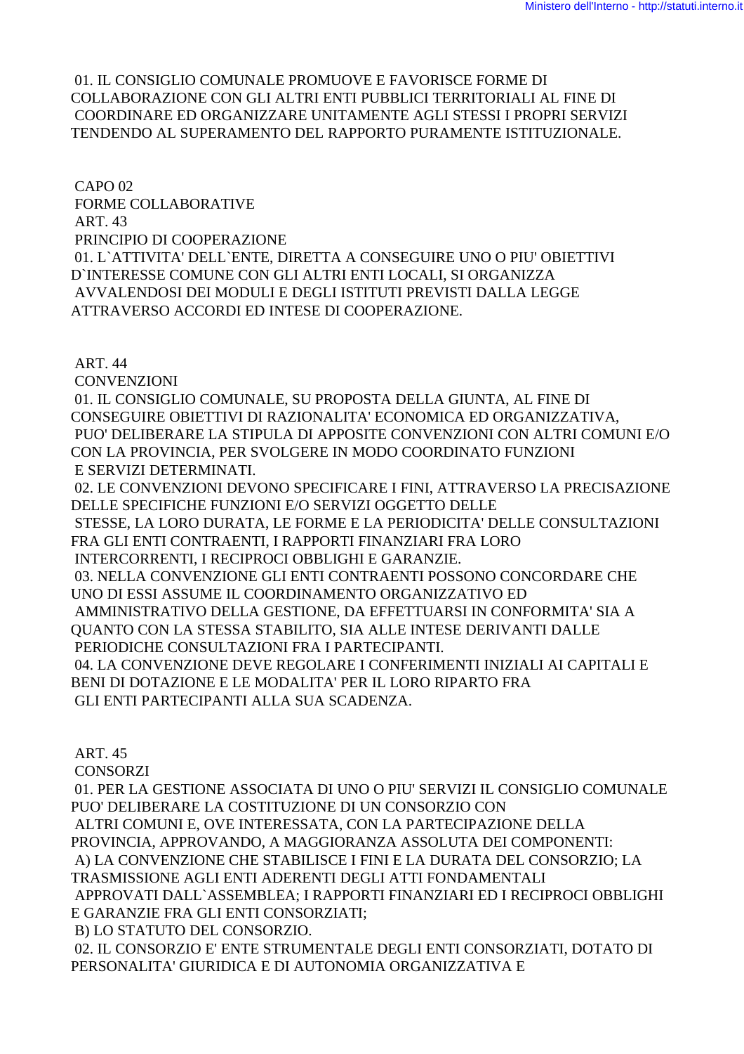01. IL CONSIGLIO COMUNALE PROMUOVE E FAVORISCE FORME DI COLLABORAZIONE CON GLI ALTRI ENTI PUBBLICI TERRITORIALI AL FINE DI COORDINARE ED ORGANIZZARE UNITAMENTE AGLI STESSI I PROPRI SERVIZI TENDENDO AL SUPERAMENTO DEL RAPPORTO PURAMENTE ISTITUZIONALE.

## CAPO 02
## FORME COLLABORATIVE

### ART. 43
### PRINCIPIO DI COOPERAZIONE

01. L`ATTIVITA' DELL`ENTE, DIRETTA A CONSEGUIRE UNO O PIU' OBIETTIVI D`INTERESSE COMUNE CON GLI ALTRI ENTI LOCALI, SI ORGANIZZA AVVALENDOSI DEI MODULI E DEGLI ISTITUTI PREVISTI DALLA LEGGE ATTRAVERSO ACCORDI ED INTESE DI COOPERAZIONE.

### ART. 44
### CONVENZIONI

01. IL CONSIGLIO COMUNALE, SU PROPOSTA DELLA GIUNTA, AL FINE DI CONSEGUIRE OBIETTIVI DI RAZIONALITA' ECONOMICA ED ORGANIZZATIVA, PUO' DELIBERARE LA STIPULA DI APPOSITE CONVENZIONI CON ALTRI COMUNI E/O CON LA PROVINCIA, PER SVOLGERE IN MODO COORDINATO FUNZIONI E SERVIZI DETERMINATI.

02. LE CONVENZIONI DEVONO SPECIFICARE I FINI, ATTRAVERSO LA PRECISAZIONE DELLE SPECIFICHE FUNZIONI E/O SERVIZI OGGETTO DELLE STESSE, LA LORO DURATA, LE FORME E LA PERIODICITA' DELLE CONSULTAZIONI FRA GLI ENTI CONTRAENTI, I RAPPORTI FINANZIARI FRA LORO INTERCORRENTI, I RECIPROCI OBBLIGHI E GARANZIE.

03. NELLA CONVENZIONE GLI ENTI CONTRAENTI POSSONO CONCORDARE CHE UNO DI ESSI ASSUME IL COORDINAMENTO ORGANIZZATIVO ED AMMINISTRATIVO DELLA GESTIONE, DA EFFETTUARSI IN CONFORMITA' SIA A QUANTO CON LA STESSA STABILITO, SIA ALLE INTESE DERIVANTI DALLE PERIODICHE CONSULTAZIONI FRA I PARTECIPANTI.

04. LA CONVENZIONE DEVE REGOLARE I CONFERIMENTI INIZIALI AI CAPITALI E BENI DI DOTAZIONE E LE MODALITA' PER IL LORO RIPARTO FRA GLI ENTI PARTECIPANTI ALLA SUA SCADENZA.

### ART. 45
### CONSORZI

01. PER LA GESTIONE ASSOCIATA DI UNO O PIU' SERVIZI IL CONSIGLIO COMUNALE PUO' DELIBERARE LA COSTITUZIONE DI UN CONSORZIO CON ALTRI COMUNI E, OVE INTERESSATA, CON LA PARTECIPAZIONE DELLA PROVINCIA, APPROVANDO, A MAGGIORANZA ASSOLUTA DEI COMPONENTI:

A) LA CONVENZIONE CHE STABILISCE I FINI E LA DURATA DEL CONSORZIO; LA TRASMISSIONE AGLI ENTI ADERENTI DEGLI ATTI FONDAMENTALI APPROVATI DALL`ASSEMBLEA; I RAPPORTI FINANZIARI ED I RECIPROCI OBBLIGHI E GARANZIE FRA GLI ENTI CONSORZIATI;

B) LO STATUTO DEL CONSORZIO.

02. IL CONSORZIO E' ENTE STRUMENTALE DEGLI ENTI CONSORZIATI, DOTATO DI PERSONALITA' GIURIDICA E DI AUTONOMIA ORGANIZZATIVA E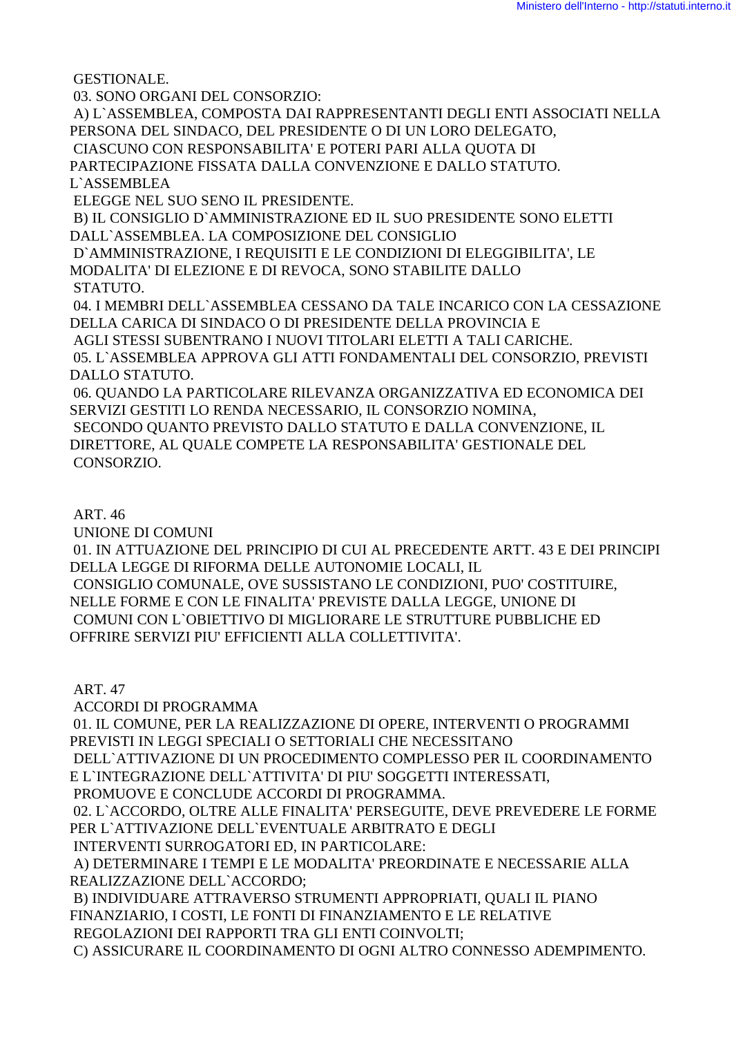GESTIONALE.

03. SONO ORGANI DEL CONSORZIO:

A) L`ASSEMBLEA, COMPOSTA DAI RAPPRESENTANTI DEGLI ENTI ASSOCIATI NELLA PERSONA DEL SINDACO, DEL PRESIDENTE O DI UN LORO DELEGATO, CIASCUNO CON RESPONSABILITA' E POTERI PARI ALLA QUOTA DI PARTECIPAZIONE FISSATA DALLA CONVENZIONE E DALLO STATUTO. L`ASSEMBLEA ELEGGE NEL SUO SENO IL PRESIDENTE.

B) IL CONSIGLIO D`AMMINISTRAZIONE ED IL SUO PRESIDENTE SONO ELETTI DALL`ASSEMBLEA. LA COMPOSIZIONE DEL CONSIGLIO D`AMMINISTRAZIONE, I REQUISITI E LE CONDIZIONI DI ELEGGIBILITA', LE MODALITA' DI ELEZIONE E DI REVOCA, SONO STABILITE DALLO STATUTO.

04. I MEMBRI DELL`ASSEMBLEA CESSANO DA TALE INCARICO CON LA CESSAZIONE DELLA CARICA DI SINDACO O DI PRESIDENTE DELLA PROVINCIA E AGLI STESSI SUBENTRANO I NUOVI TITOLARI ELETTI A TALI CARICHE.

05. L`ASSEMBLEA APPROVA GLI ATTI FONDAMENTALI DEL CONSORZIO, PREVISTI DALLO STATUTO.

06. QUANDO LA PARTICOLARE RILEVANZA ORGANIZZATIVA ED ECONOMICA DEI SERVIZI GESTITI LO RENDA NECESSARIO, IL CONSORZIO NOMINA, SECONDO QUANTO PREVISTO DALLO STATUTO E DALLA CONVENZIONE, IL DIRETTORE, AL QUALE COMPETE LA RESPONSABILITA' GESTIONALE DEL CONSORZIO.

## ART. 46
## UNIONE DI COMUNI

01. IN ATTUAZIONE DEL PRINCIPIO DI CUI AL PRECEDENTE ARTT. 43 E DEI PRINCIPI DELLA LEGGE DI RIFORMA DELLE AUTONOMIE LOCALI, IL CONSIGLIO COMUNALE, OVE SUSSISTANO LE CONDIZIONI, PUO' COSTITUIRE, NELLE FORME E CON LE FINALITA' PREVISTE DALLA LEGGE, UNIONE DI COMUNI CON L`OBIETTIVO DI MIGLIORARE LE STRUTTURE PUBBLICHE ED OFFRIRE SERVIZI PIU' EFFICIENTI ALLA COLLETTIVITA'.

## ART. 47
## ACCORDI DI PROGRAMMA

01. IL COMUNE, PER LA REALIZZAZIONE DI OPERE, INTERVENTI O PROGRAMMI PREVISTI IN LEGGI SPECIALI O SETTORIALI CHE NECESSITANO DELL`ATTIVAZIONE DI UN PROCEDIMENTO COMPLESSO PER IL COORDINAMENTO E L`INTEGRAZIONE DELL`ATTIVITA' DI PIU' SOGGETTI INTERESSATI, PROMUOVE E CONCLUDE ACCORDI DI PROGRAMMA.

02. L`ACCORDO, OLTRE ALLE FINALITA' PERSEGUITE, DEVE PREVEDERE LE FORME PER L`ATTIVAZIONE DELL`EVENTUALE ARBITRATO E DEGLI INTERVENTI SURROGATORI ED, IN PARTICOLARE:

A) DETERMINARE I TEMPI E LE MODALITA' PREORDINATE E NECESSARIE ALLA REALIZZAZIONE DELL`ACCORDO;

B) INDIVIDUARE ATTRAVERSO STRUMENTI APPROPRIATI, QUALI IL PIANO FINANZIARIO, I COSTI, LE FONTI DI FINANZIAMENTO E LE RELATIVE REGOLAZIONI DEI RAPPORTI TRA GLI ENTI COINVOLTI;

C) ASSICURARE IL COORDINAMENTO DI OGNI ALTRO CONNESSO ADEMPIMENTO.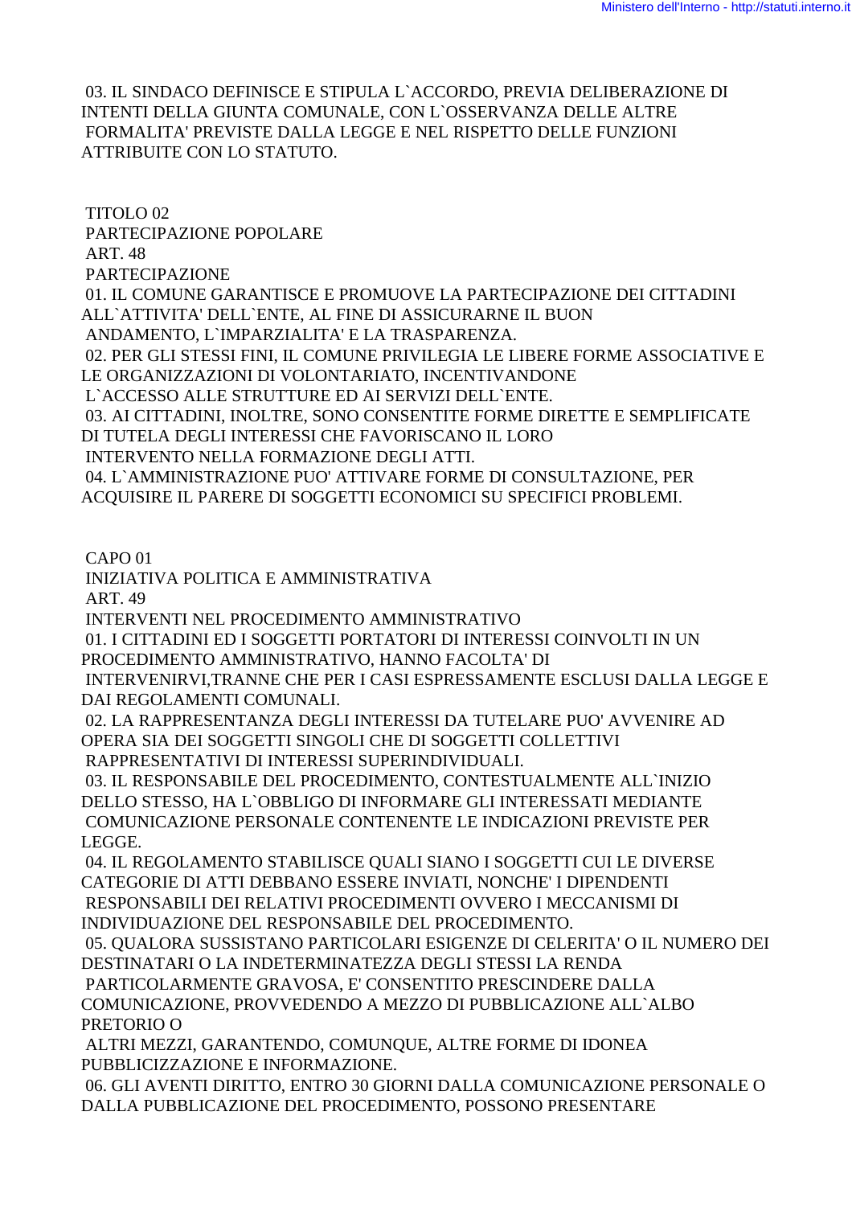03. IL SINDACO DEFINISCE E STIPULA L`ACCORDO, PREVIA DELIBERAZIONE DI INTENTI DELLA GIUNTA COMUNALE, CON L`OSSERVANZA DELLE ALTRE FORMALITA' PREVISTE DALLA LEGGE E NEL RISPETTO DELLE FUNZIONI ATTRIBUITE CON LO STATUTO.

## TITOLO 02
## PARTECIPAZIONE POPOLARE

### ART. 48
### PARTECIPAZIONE

01. IL COMUNE GARANTISCE E PROMUOVE LA PARTECIPAZIONE DEI CITTADINI ALL`ATTIVITA' DELL`ENTE, AL FINE DI ASSICURARNE IL BUON ANDAMENTO, L`IMPARZIALITA' E LA TRASPARENZA.

02. PER GLI STESSI FINI, IL COMUNE PRIVILEGIA LE LIBERE FORME ASSOCIATIVE E LE ORGANIZZAZIONI DI VOLONTARIATO, INCENTIVANDONE L`ACCESSO ALLE STRUTTURE ED AI SERVIZI DELL`ENTE.

03. AI CITTADINI, INOLTRE, SONO CONSENTITE FORME DIRETTE E SEMPLIFICATE DI TUTELA DEGLI INTERESSI CHE FAVORISCANO IL LORO INTERVENTO NELLA FORMAZIONE DEGLI ATTI.

04. L`AMMINISTRAZIONE PUO' ATTIVARE FORME DI CONSULTAZIONE, PER ACQUISIRE IL PARERE DI SOGGETTI ECONOMICI SU SPECIFICI PROBLEMI.

## CAPO 01
## INIZIATIVA POLITICA E AMMINISTRATIVA

### ART. 49
### INTERVENTI NEL PROCEDIMENTO AMMINISTRATIVO

01. I CITTADINI ED I SOGGETTI PORTATORI DI INTERESSI COINVOLTI IN UN PROCEDIMENTO AMMINISTRATIVO, HANNO FACOLTA' DI INTERVENIRVI,TRANNE CHE PER I CASI ESPRESSAMENTE ESCLUSI DALLA LEGGE E DAI REGOLAMENTI COMUNALI.

02. LA RAPPRESENTANZA DEGLI INTERESSI DA TUTELARE PUO' AVVENIRE AD OPERA SIA DEI SOGGETTI SINGOLI CHE DI SOGGETTI COLLETTIVI RAPPRESENTATIVI DI INTERESSI SUPERINDIVIDUALI.

03. IL RESPONSABILE DEL PROCEDIMENTO, CONTESTUALMENTE ALL`INIZIO DELLO STESSO, HA L`OBBLIGO DI INFORMARE GLI INTERESSATI MEDIANTE COMUNICAZIONE PERSONALE CONTENENTE LE INDICAZIONI PREVISTE PER LEGGE.

04. IL REGOLAMENTO STABILISCE QUALI SIANO I SOGGETTI CUI LE DIVERSE CATEGORIE DI ATTI DEBBANO ESSERE INVIATI, NONCHE' I DIPENDENTI RESPONSABILI DEI RELATIVI PROCEDIMENTI OVVERO I MECCANISMI DI INDIVIDUAZIONE DEL RESPONSABILE DEL PROCEDIMENTO.

05. QUALORA SUSSISTANO PARTICOLARI ESIGENZE DI CELERITA' O IL NUMERO DEI DESTINATARI O LA INDETERMINATEZZA DEGLI STESSI LA RENDA PARTICOLARMENTE GRAVOSA, E' CONSENTITO PRESCINDERE DALLA COMUNICAZIONE, PROVVEDENDO A MEZZO DI PUBBLICAZIONE ALL`ALBO PRETORIO O ALTRI MEZZI, GARANTENDO, COMUNQUE, ALTRE FORME DI IDONEA PUBBLICIZZAZIONE E INFORMAZIONE.

06. GLI AVENTI DIRITTO, ENTRO 30 GIORNI DALLA COMUNICAZIONE PERSONALE O DALLA PUBBLICAZIONE DEL PROCEDIMENTO, POSSONO PRESENTARE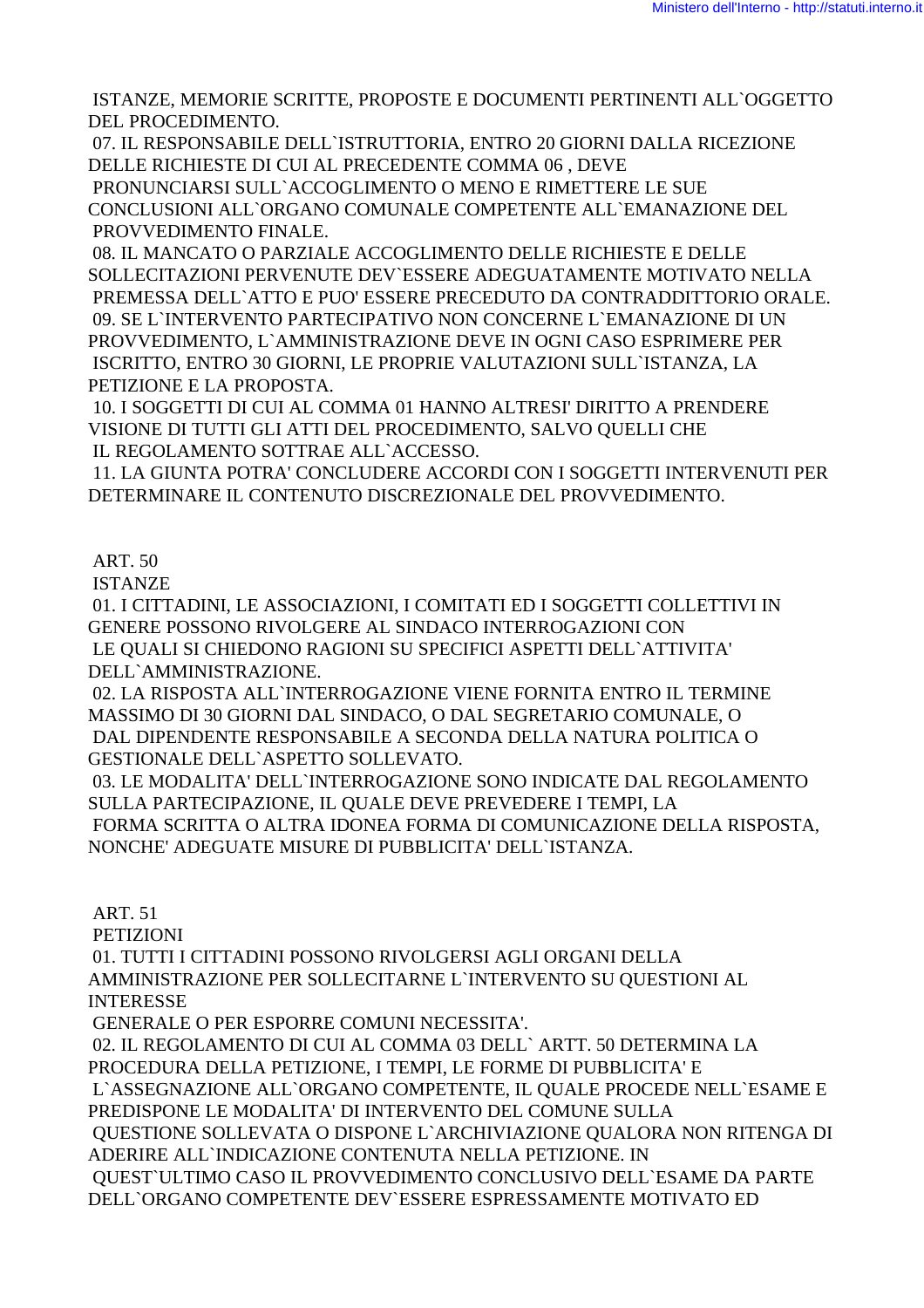ISTANZE, MEMORIE SCRITTE, PROPOSTE E DOCUMENTI PERTINENTI ALL`OGGETTO DEL PROCEDIMENTO.

07. IL RESPONSABILE DELL`ISTRUTTORIA, ENTRO 20 GIORNI DALLA RICEZIONE DELLE RICHIESTE DI CUI AL PRECEDENTE COMMA 06 , DEVE PRONUNCIARSI SULL`ACCOGLIMENTO O MENO E RIMETTERE LE SUE CONCLUSIONI ALL`ORGANO COMUNALE COMPETENTE ALL`EMANAZIONE DEL PROVVEDIMENTO FINALE.

08. IL MANCATO O PARZIALE ACCOGLIMENTO DELLE RICHIESTE E DELLE SOLLECITAZIONI PERVENUTE DEV`ESSERE ADEGUATAMENTE MOTIVATO NELLA PREMESSA DELL`ATTO E PUO' ESSERE PRECEDUTO DA CONTRADDITTORIO ORALE.

09. SE L`INTERVENTO PARTECIPATIVO NON CONCERNE L`EMANAZIONE DI UN PROVVEDIMENTO, L`AMMINISTRAZIONE DEVE IN OGNI CASO ESPRIMERE PER ISCRITTO, ENTRO 30 GIORNI, LE PROPRIE VALUTAZIONI SULL`ISTANZA, LA PETIZIONE E LA PROPOSTA.

10. I SOGGETTI DI CUI AL COMMA 01 HANNO ALTRESI' DIRITTO A PRENDERE VISIONE DI TUTTI GLI ATTI DEL PROCEDIMENTO, SALVO QUELLI CHE IL REGOLAMENTO SOTTRAE ALL`ACCESSO.

11. LA GIUNTA POTRA' CONCLUDERE ACCORDI CON I SOGGETTI INTERVENUTI PER DETERMINARE IL CONTENUTO DISCREZIONALE DEL PROVVEDIMENTO.

ART. 50

ISTANZE

01. I CITTADINI, LE ASSOCIAZIONI, I COMITATI ED I SOGGETTI COLLETTIVI IN GENERE POSSONO RIVOLGERE AL SINDACO INTERROGAZIONI CON LE QUALI SI CHIEDONO RAGIONI SU SPECIFICI ASPETTI DELL`ATTIVITA' DELL`AMMINISTRAZIONE.

02. LA RISPOSTA ALL`INTERROGAZIONE VIENE FORNITA ENTRO IL TERMINE MASSIMO DI 30 GIORNI DAL SINDACO, O DAL SEGRETARIO COMUNALE, O DAL DIPENDENTE RESPONSABILE A SECONDA DELLA NATURA POLITICA O GESTIONALE DELL`ASPETTO SOLLEVATO.

03. LE MODALITA' DELL`INTERROGAZIONE SONO INDICATE DAL REGOLAMENTO SULLA PARTECIPAZIONE, IL QUALE DEVE PREVEDERE I TEMPI, LA FORMA SCRITTA O ALTRA IDONEA FORMA DI COMUNICAZIONE DELLA RISPOSTA, NONCHE' ADEGUATE MISURE DI PUBBLICITA' DELL`ISTANZA.

ART. 51

PETIZIONI

01. TUTTI I CITTADINI POSSONO RIVOLGERSI AGLI ORGANI DELLA AMMINISTRAZIONE PER SOLLECITARNE L`INTERVENTO SU QUESTIONI AL INTERESSE GENERALE O PER ESPORRE COMUNI NECESSITA'.

02. IL REGOLAMENTO DI CUI AL COMMA 03 DELL` ARTT. 50 DETERMINA LA PROCEDURA DELLA PETIZIONE, I TEMPI, LE FORME DI PUBBLICITA' E L`ASSEGNAZIONE ALL`ORGANO COMPETENTE, IL QUALE PROCEDE NELL`ESAME E PREDISPONE LE MODALITA' DI INTERVENTO DEL COMUNE SULLA QUESTIONE SOLLEVATA O DISPONE L`ARCHIVIAZIONE QUALORA NON RITENGA DI ADERIRE ALL`INDICAZIONE CONTENUTA NELLA PETIZIONE. IN QUEST`ULTIMO CASO IL PROVVEDIMENTO CONCLUSIVO DELL`ESAME DA PARTE DELL`ORGANO COMPETENTE DEV`ESSERE ESPRESSAMENTE MOTIVATO ED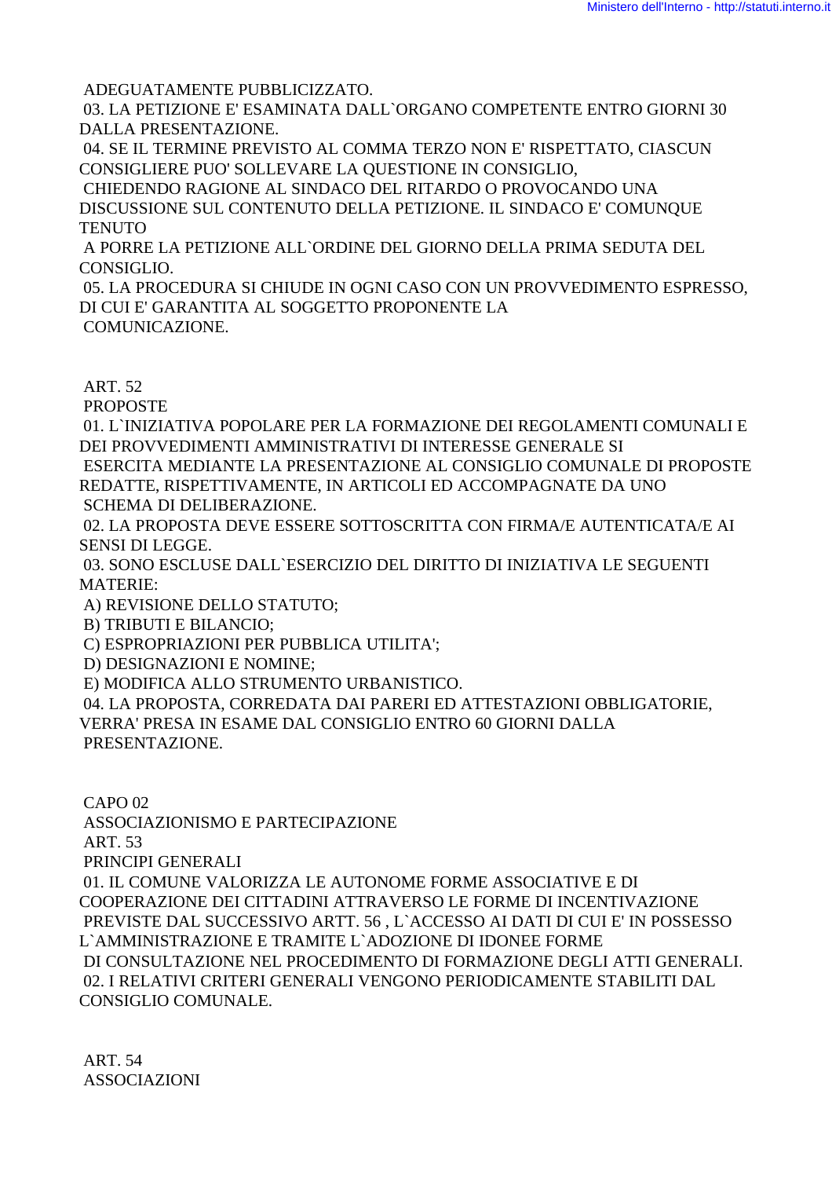ADEGUATAMENTE PUBBLICIZZATO.

03. LA PETIZIONE E' ESAMINATA DALL`ORGANO COMPETENTE ENTRO GIORNI 30 DALLA PRESENTAZIONE.

04. SE IL TERMINE PREVISTO AL COMMA TERZO NON E' RISPETTATO, CIASCUN CONSIGLIERE PUO' SOLLEVARE LA QUESTIONE IN CONSIGLIO, CHIEDENDO RAGIONE AL SINDACO DEL RITARDO O PROVOCANDO UNA DISCUSSIONE SUL CONTENUTO DELLA PETIZIONE. IL SINDACO E' COMUNQUE TENUTO A PORRE LA PETIZIONE ALL`ORDINE DEL GIORNO DELLA PRIMA SEDUTA DEL CONSIGLIO.

05. LA PROCEDURA SI CHIUDE IN OGNI CASO CON UN PROVVEDIMENTO ESPRESSO, DI CUI E' GARANTITA AL SOGGETTO PROPONENTE LA COMUNICAZIONE.

ART. 52

PROPOSTE

01. L`INIZIATIVA POPOLARE PER LA FORMAZIONE DEI REGOLAMENTI COMUNALI E DEI PROVVEDIMENTI AMMINISTRATIVI DI INTERESSE GENERALE SI ESERCITA MEDIANTE LA PRESENTAZIONE AL CONSIGLIO COMUNALE DI PROPOSTE REDATTE, RISPETTIVAMENTE, IN ARTICOLI ED ACCOMPAGNATE DA UNO SCHEMA DI DELIBERAZIONE.

02. LA PROPOSTA DEVE ESSERE SOTTOSCRITTA CON FIRMA/E AUTENTICATA/E AI SENSI DI LEGGE.

03. SONO ESCLUSE DALL`ESERCIZIO DEL DIRITTO DI INIZIATIVA LE SEGUENTI MATERIE:

A) REVISIONE DELLO STATUTO;

B) TRIBUTI E BILANCIO;

C) ESPROPRIAZIONI PER PUBBLICA UTILITA';

D) DESIGNAZIONI E NOMINE;

E) MODIFICA ALLO STRUMENTO URBANISTICO.

04. LA PROPOSTA, CORREDATA DAI PARERI ED ATTESTAZIONI OBBLIGATORIE, VERRA' PRESA IN ESAME DAL CONSIGLIO ENTRO 60 GIORNI DALLA PRESENTAZIONE.

CAPO 02

ASSOCIAZIONISMO E PARTECIPAZIONE

ART. 53

PRINCIPI GENERALI

01. IL COMUNE VALORIZZA LE AUTONOME FORME ASSOCIATIVE E DI COOPERAZIONE DEI CITTADINI ATTRAVERSO LE FORME DI INCENTIVAZIONE PREVISTE DAL SUCCESSIVO ARTT. 56 , L`ACCESSO AI DATI DI CUI E' IN POSSESSO L`AMMINISTRAZIONE E TRAMITE L`ADOZIONE DI IDONEE FORME DI CONSULTAZIONE NEL PROCEDIMENTO DI FORMAZIONE DEGLI ATTI GENERALI.

02. I RELATIVI CRITERI GENERALI VENGONO PERIODICAMENTE STABILITI DAL CONSIGLIO COMUNALE.

ART. 54

ASSOCIAZIONI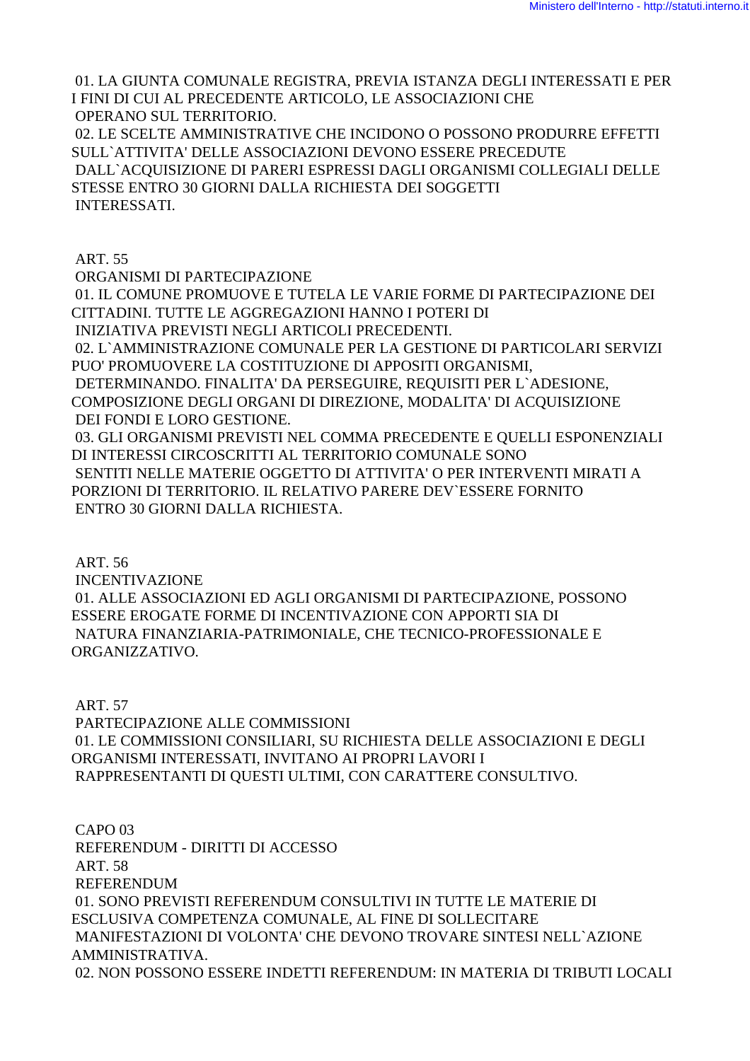01. LA GIUNTA COMUNALE REGISTRA, PREVIA ISTANZA DEGLI INTERESSATI E PER I FINI DI CUI AL PRECEDENTE ARTICOLO, LE ASSOCIAZIONI CHE OPERANO SUL TERRITORIO.

02. LE SCELTE AMMINISTRATIVE CHE INCIDONO O POSSONO PRODURRE EFFETTI SULL`ATTIVITA' DELLE ASSOCIAZIONI DEVONO ESSERE PRECEDUTE DALL`ACQUISIZIONE DI PARERI ESPRESSI DAGLI ORGANISMI COLLEGIALI DELLE STESSE ENTRO 30 GIORNI DALLA RICHIESTA DEI SOGGETTI INTERESSATI.

ART. 55

ORGANISMI DI PARTECIPAZIONE

01. IL COMUNE PROMUOVE E TUTELA LE VARIE FORME DI PARTECIPAZIONE DEI CITTADINI. TUTTE LE AGGREGAZIONI HANNO I POTERI DI INIZIATIVA PREVISTI NEGLI ARTICOLI PRECEDENTI.

02. L`AMMINISTRAZIONE COMUNALE PER LA GESTIONE DI PARTICOLARI SERVIZI PUO' PROMUOVERE LA COSTITUZIONE DI APPOSITI ORGANISMI, DETERMINANDO. FINALITA' DA PERSEGUIRE, REQUISITI PER L`ADESIONE, COMPOSIZIONE DEGLI ORGANI DI DIREZIONE, MODALITA' DI ACQUISIZIONE DEI FONDI E LORO GESTIONE.

03. GLI ORGANISMI PREVISTI NEL COMMA PRECEDENTE E QUELLI ESPONENZIALI DI INTERESSI CIRCOSCRITTI AL TERRITORIO COMUNALE SONO SENTITI NELLE MATERIE OGGETTO DI ATTIVITA' O PER INTERVENTI MIRATI A PORZIONI DI TERRITORIO. IL RELATIVO PARERE DEV`ESSERE FORNITO ENTRO 30 GIORNI DALLA RICHIESTA.

ART. 56

INCENTIVAZIONE

01. ALLE ASSOCIAZIONI ED AGLI ORGANISMI DI PARTECIPAZIONE, POSSONO ESSERE EROGATE FORME DI INCENTIVAZIONE CON APPORTI SIA DI NATURA FINANZIARIA-PATRIMONIALE, CHE TECNICO-PROFESSIONALE E ORGANIZZATIVO.

ART. 57

PARTECIPAZIONE ALLE COMMISSIONI

01. LE COMMISSIONI CONSILIARI, SU RICHIESTA DELLE ASSOCIAZIONI E DEGLI ORGANISMI INTERESSATI, INVITANO AI PROPRI LAVORI I RAPPRESENTANTI DI QUESTI ULTIMI, CON CARATTERE CONSULTIVO.

CAPO 03

REFERENDUM - DIRITTI DI ACCESSO

ART. 58

REFERENDUM

01. SONO PREVISTI REFERENDUM CONSULTIVI IN TUTTE LE MATERIE DI ESCLUSIVA COMPETENZA COMUNALE, AL FINE DI SOLLECITARE MANIFESTAZIONI DI VOLONTA' CHE DEVONO TROVARE SINTESI NELL`AZIONE AMMINISTRATIVA.

02. NON POSSONO ESSERE INDETTI REFERENDUM: IN MATERIA DI TRIBUTI LOCALI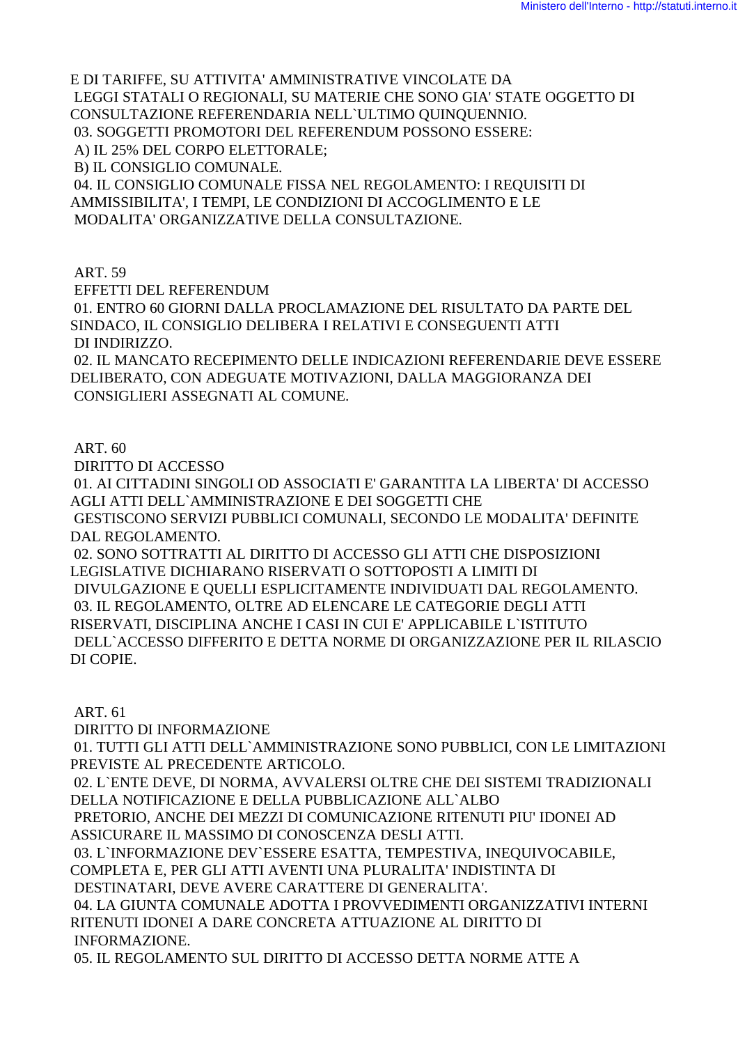E DI TARIFFE, SU ATTIVITA' AMMINISTRATIVE VINCOLATE DA LEGGI STATALI O REGIONALI, SU MATERIE CHE SONO GIA' STATE OGGETTO DI CONSULTAZIONE REFERENDARIA NELL`ULTIMO QUINQUENNIO.

03. SOGGETTI PROMOTORI DEL REFERENDUM POSSONO ESSERE:

A) IL 25% DEL CORPO ELETTORALE;

B) IL CONSIGLIO COMUNALE.

04. IL CONSIGLIO COMUNALE FISSA NEL REGOLAMENTO: I REQUISITI DI AMMISSIBILITA', I TEMPI, LE CONDIZIONI DI ACCOGLIMENTO E LE MODALITA' ORGANIZZATIVE DELLA CONSULTAZIONE.

ART. 59

EFFETTI DEL REFERENDUM

01. ENTRO 60 GIORNI DALLA PROCLAMAZIONE DEL RISULTATO DA PARTE DEL SINDACO, IL CONSIGLIO DELIBERA I RELATIVI E CONSEGUENTI ATTI DI INDIRIZZO.

02. IL MANCATO RECEPIMENTO DELLE INDICAZIONI REFERENDARIE DEVE ESSERE DELIBERATO, CON ADEGUATE MOTIVAZIONI, DALLA MAGGIORANZA DEI CONSIGLIERI ASSEGNATI AL COMUNE.

ART. 60

DIRITTO DI ACCESSO

01. AI CITTADINI SINGOLI OD ASSOCIATI E' GARANTITA LA LIBERTA' DI ACCESSO AGLI ATTI DELL`AMMINISTRAZIONE E DEI SOGGETTI CHE GESTISCONO SERVIZI PUBBLICI COMUNALI, SECONDO LE MODALITA' DEFINITE DAL REGOLAMENTO.

02. SONO SOTTRATTI AL DIRITTO DI ACCESSO GLI ATTI CHE DISPOSIZIONI LEGISLATIVE DICHIARANO RISERVATI O SOTTOPOSTI A LIMITI DI DIVULGAZIONE E QUELLI ESPLICITAMENTE INDIVIDUATI DAL REGOLAMENTO.

03. IL REGOLAMENTO, OLTRE AD ELENCARE LE CATEGORIE DEGLI ATTI RISERVATI, DISCIPLINA ANCHE I CASI IN CUI E' APPLICABILE L`ISTITUTO DELL`ACCESSO DIFFERITO E DETTA NORME DI ORGANIZZAZIONE PER IL RILASCIO DI COPIE.

ART. 61

DIRITTO DI INFORMAZIONE

01. TUTTI GLI ATTI DELL`AMMINISTRAZIONE SONO PUBBLICI, CON LE LIMITAZIONI PREVISTE AL PRECEDENTE ARTICOLO.

02. L`ENTE DEVE, DI NORMA, AVVALERSI OLTRE CHE DEI SISTEMI TRADIZIONALI DELLA NOTIFICAZIONE E DELLA PUBBLICAZIONE ALL`ALBO PRETORIO, ANCHE DEI MEZZI DI COMUNICAZIONE RITENUTI PIU' IDONEI AD ASSICURARE IL MASSIMO DI CONOSCENZA DESLI ATTI.

03. L`INFORMAZIONE DEV`ESSERE ESATTA, TEMPESTIVA, INEQUIVOCABILE, COMPLETA E, PER GLI ATTI AVENTI UNA PLURALITA' INDISTINTA DI DESTINATARI, DEVE AVERE CARATTERE DI GENERALITA'.

04. LA GIUNTA COMUNALE ADOTTA I PROVVEDIMENTI ORGANIZZATIVI INTERNI RITENUTI IDONEI A DARE CONCRETA ATTUAZIONE AL DIRITTO DI INFORMAZIONE.

05. IL REGOLAMENTO SUL DIRITTO DI ACCESSO DETTA NORME ATTE A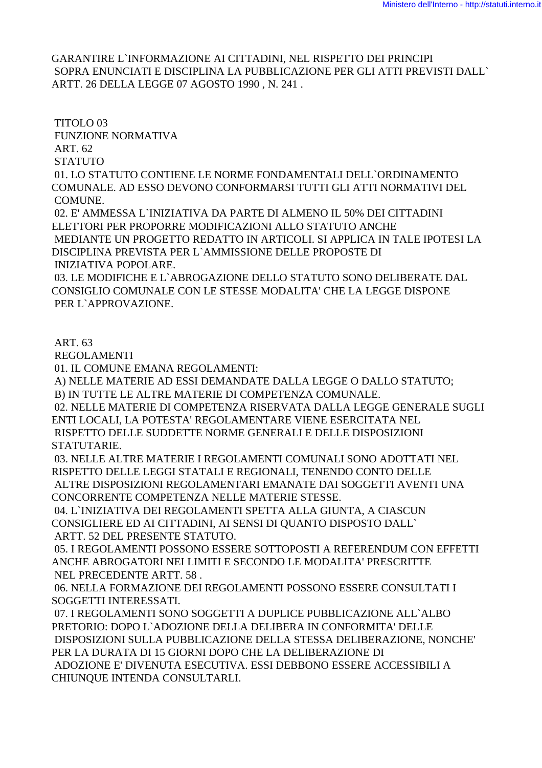GARANTIRE L`INFORMAZIONE AI CITTADINI, NEL RISPETTO DEI PRINCIPI SOPRA ENUNCIATI E DISCIPLINA LA PUBBLICAZIONE PER GLI ATTI PREVISTI DALL` ARTT. 26 DELLA LEGGE 07 AGOSTO 1990 , N. 241 .

## TITOLO 03

## FUNZIONE NORMATIVA

### ART. 62

### STATUTO

01. LO STATUTO CONTIENE LE NORME FONDAMENTALI DELL`ORDINAMENTO COMUNALE. AD ESSO DEVONO CONFORMARSI TUTTI GLI ATTI NORMATIVI DEL COMUNE.

02. E' AMMESSA L`INIZIATIVA DA PARTE DI ALMENO IL 50% DEI CITTADINI ELETTORI PER PROPORRE MODIFICAZIONI ALLO STATUTO ANCHE MEDIANTE UN PROGETTO REDATTO IN ARTICOLI. SI APPLICA IN TALE IPOTESI LA DISCIPLINA PREVISTA PER L`AMMISSIONE DELLE PROPOSTE DI INIZIATIVA POPOLARE.

03. LE MODIFICHE E L`ABROGAZIONE DELLO STATUTO SONO DELIBERATE DAL CONSIGLIO COMUNALE CON LE STESSE MODALITA' CHE LA LEGGE DISPONE PER L`APPROVAZIONE.

### ART. 63

### REGOLAMENTI

01. IL COMUNE EMANA REGOLAMENTI:

A) NELLE MATERIE AD ESSI DEMANDATE DALLA LEGGE O DALLO STATUTO;

B) IN TUTTE LE ALTRE MATERIE DI COMPETENZA COMUNALE.

02. NELLE MATERIE DI COMPETENZA RISERVATA DALLA LEGGE GENERALE SUGLI ENTI LOCALI, LA POTESTA' REGOLAMENTARE VIENE ESERCITATA NEL RISPETTO DELLE SUDDETTE NORME GENERALI E DELLE DISPOSIZIONI STATUTARIE.

03. NELLE ALTRE MATERIE I REGOLAMENTI COMUNALI SONO ADOTTATI NEL RISPETTO DELLE LEGGI STATALI E REGIONALI, TENENDO CONTO DELLE ALTRE DISPOSIZIONI REGOLAMENTARI EMANATE DAI SOGGETTI AVENTI UNA CONCORRENTE COMPETENZA NELLE MATERIE STESSE.

04. L`INIZIATIVA DEI REGOLAMENTI SPETTA ALLA GIUNTA, A CIASCUN CONSIGLIERE ED AI CITTADINI, AI SENSI DI QUANTO DISPOSTO DALL` ARTT. 52 DEL PRESENTE STATUTO.

05. I REGOLAMENTI POSSONO ESSERE SOTTOPOSTI A REFERENDUM CON EFFETTI ANCHE ABROGATORI NEI LIMITI E SECONDO LE MODALITA' PRESCRITTE NEL PRECEDENTE ARTT. 58 .

06. NELLA FORMAZIONE DEI REGOLAMENTI POSSONO ESSERE CONSULTATI I SOGGETTI INTERESSATI.

07. I REGOLAMENTI SONO SOGGETTI A DUPLICE PUBBLICAZIONE ALL`ALBO PRETORIO: DOPO L`ADOZIONE DELLA DELIBERA IN CONFORMITA' DELLE DISPOSIZIONI SULLA PUBBLICAZIONE DELLA STESSA DELIBERAZIONE, NONCHE' PER LA DURATA DI 15 GIORNI DOPO CHE LA DELIBERAZIONE DI ADOZIONE E' DIVENUTA ESECUTIVA. ESSI DEBBONO ESSERE ACCESSIBILI A CHIUNQUE INTENDA CONSULTARLI.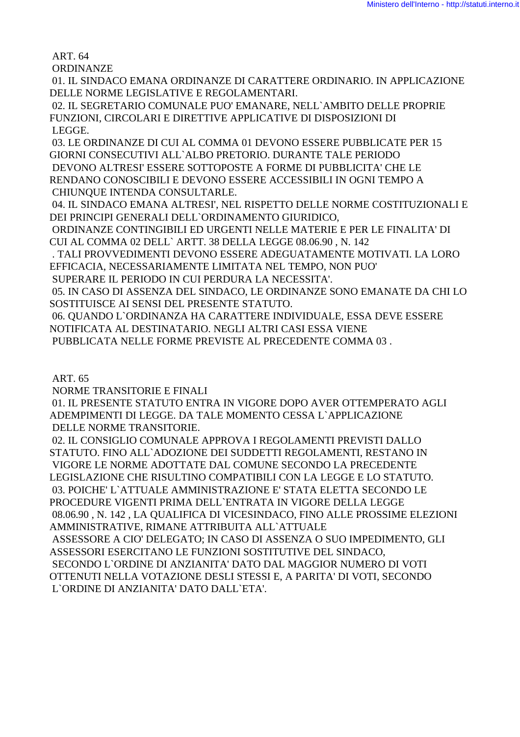ART. 64

ORDINANZE

01. IL SINDACO EMANA ORDINANZE DI CARATTERE ORDINARIO. IN APPLICAZIONE DELLE NORME LEGISLATIVE E REGOLAMENTARI.

02. IL SEGRETARIO COMUNALE PUO' EMANARE, NELL`AMBITO DELLE PROPRIE FUNZIONI, CIRCOLARI E DIRETTIVE APPLICATIVE DI DISPOSIZIONI DI LEGGE.

03. LE ORDINANZE DI CUI AL COMMA 01 DEVONO ESSERE PUBBLICATE PER 15 GIORNI CONSECUTIVI ALL`ALBO PRETORIO. DURANTE TALE PERIODO DEVONO ALTRESI' ESSERE SOTTOPOSTE A FORME DI PUBBLICITA' CHE LE RENDANO CONOSCIBILI E DEVONO ESSERE ACCESSIBILI IN OGNI TEMPO A CHIUNQUE INTENDA CONSULTARLE.

04. IL SINDACO EMANA ALTRESI', NEL RISPETTO DELLE NORME COSTITUZIONALI E DEI PRINCIPI GENERALI DELL`ORDINAMENTO GIURIDICO, ORDINANZE CONTINGIBILI ED URGENTI NELLE MATERIE E PER LE FINALITA' DI CUI AL COMMA 02 DELL` ARTT. 38 DELLA LEGGE 08.06.90 , N. 142 . TALI PROVVEDIMENTI DEVONO ESSERE ADEGUATAMENTE MOTIVATI. LA LORO EFFICACIA, NECESSARIAMENTE LIMITATA NEL TEMPO, NON PUO' SUPERARE IL PERIODO IN CUI PERDURA LA NECESSITA'.

05. IN CASO DI ASSENZA DEL SINDACO, LE ORDINANZE SONO EMANATE DA CHI LO SOSTITUISCE AI SENSI DEL PRESENTE STATUTO.

06. QUANDO L`ORDINANZA HA CARATTERE INDIVIDUALE, ESSA DEVE ESSERE NOTIFICATA AL DESTINATARIO. NEGLI ALTRI CASI ESSA VIENE PUBBLICATA NELLE FORME PREVISTE AL PRECEDENTE COMMA 03 .

ART. 65

NORME TRANSITORIE E FINALI

01. IL PRESENTE STATUTO ENTRA IN VIGORE DOPO AVER OTTEMPERATO AGLI ADEMPIMENTI DI LEGGE. DA TALE MOMENTO CESSA L`APPLICAZIONE DELLE NORME TRANSITORIE.

02. IL CONSIGLIO COMUNALE APPROVA I REGOLAMENTI PREVISTI DALLO STATUTO. FINO ALL`ADOZIONE DEI SUDDETTI REGOLAMENTI, RESTANO IN VIGORE LE NORME ADOTTATE DAL COMUNE SECONDO LA PRECEDENTE LEGISLAZIONE CHE RISULTINO COMPATIBILI CON LA LEGGE E LO STATUTO.

03. POICHE' L`ATTUALE AMMINISTRAZIONE E' STATA ELETTA SECONDO LE PROCEDURE VIGENTI PRIMA DELL`ENTRATA IN VIGORE DELLA LEGGE 08.06.90 , N. 142 , LA QUALIFICA DI VICESINDACO, FINO ALLE PROSSIME ELEZIONI AMMINISTRATIVE, RIMANE ATTRIBUITA ALL`ATTUALE ASSESSORE A CIO' DELEGATO; IN CASO DI ASSENZA O SUO IMPEDIMENTO, GLI ASSESSORI ESERCITANO LE FUNZIONI SOSTITUTIVE DEL SINDACO, SECONDO L`ORDINE DI ANZIANITA' DATO DAL MAGGIOR NUMERO DI VOTI OTTENUTI NELLA VOTAZIONE DESLI STESSI E, A PARITA' DI VOTI, SECONDO L`ORDINE DI ANZIANITA' DATO DALL`ETA'.